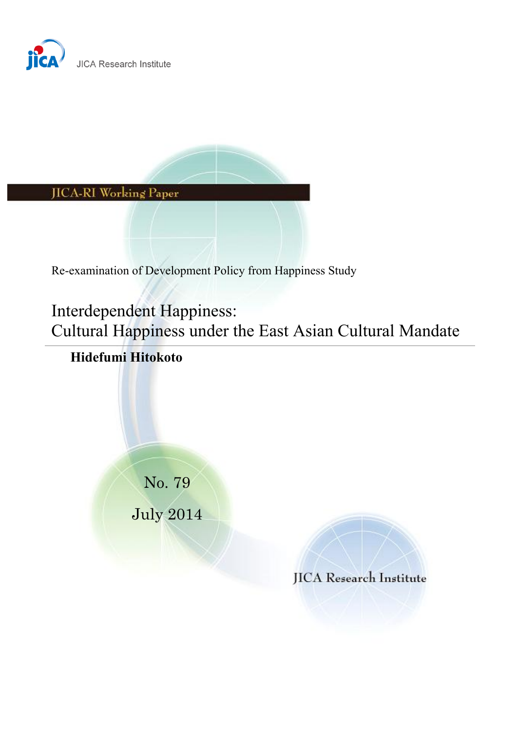JICA Research Institute

JICA-RI Working Paper

Re-examination of Development Policy from Happiness Study

# Interdependent Happiness: Cultural Happiness under the East Asian Cultural Mandate

**Hidefumi Hitokoto**

No. 79

July 2014

JICA Research Institute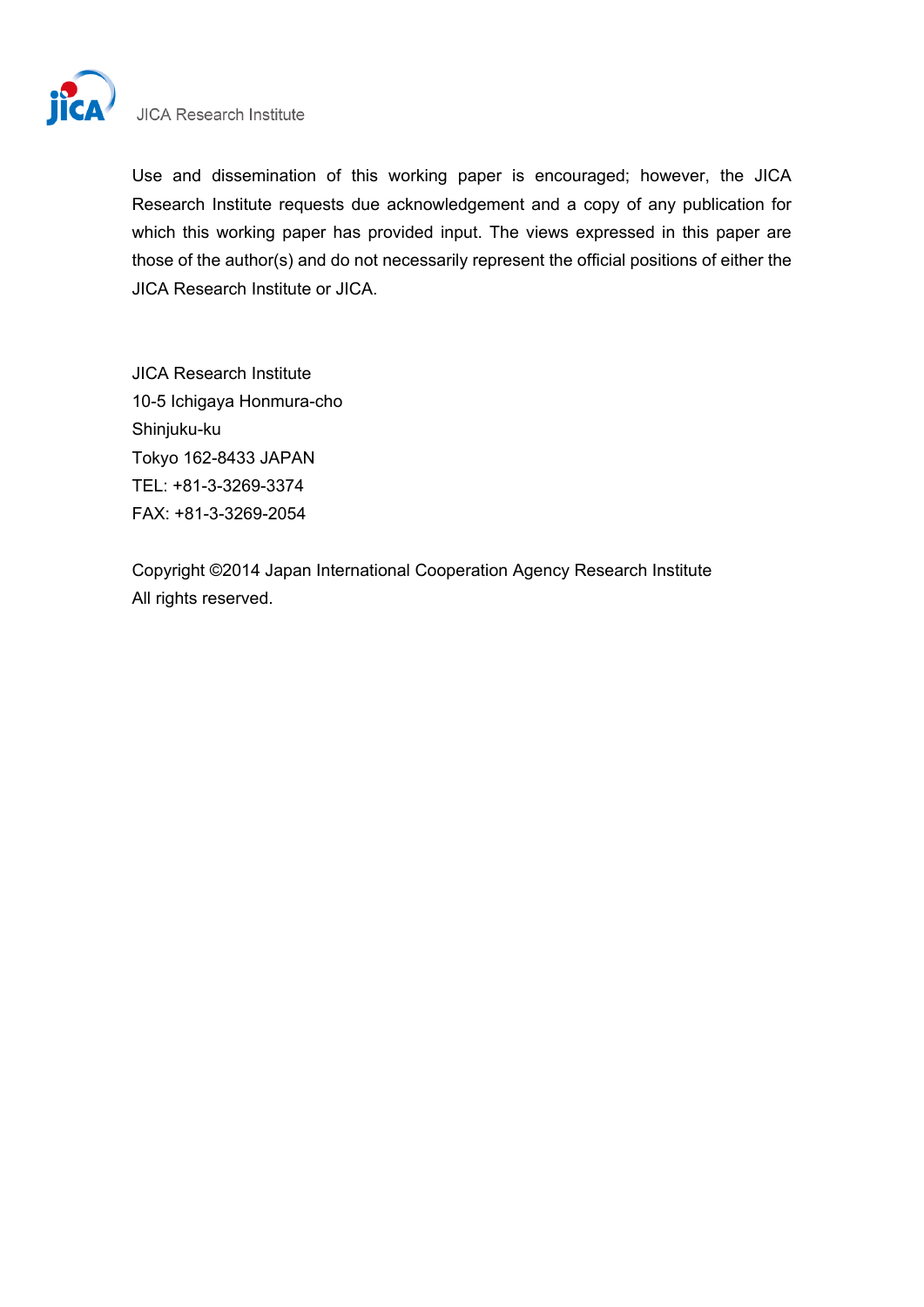Use and dissemination of this working paper is encouraged; however, the JICA Research Institute requests due acknowledgement and a copy of any publication for which this working paper has provided input. The views expressed in this paper are those of the author(s) and do not necessarily represent the official positions of either the JICA Research Institute or JICA.

JICA Research Institute
10-5 Ichigaya Honmura-cho
Shinjuku-ku
Tokyo 162-8433 JAPAN
TEL: +81-3-3269-3374
FAX: +81-3-3269-2054

Copyright ©2014 Japan International Cooperation Agency Research Institute
All rights reserved.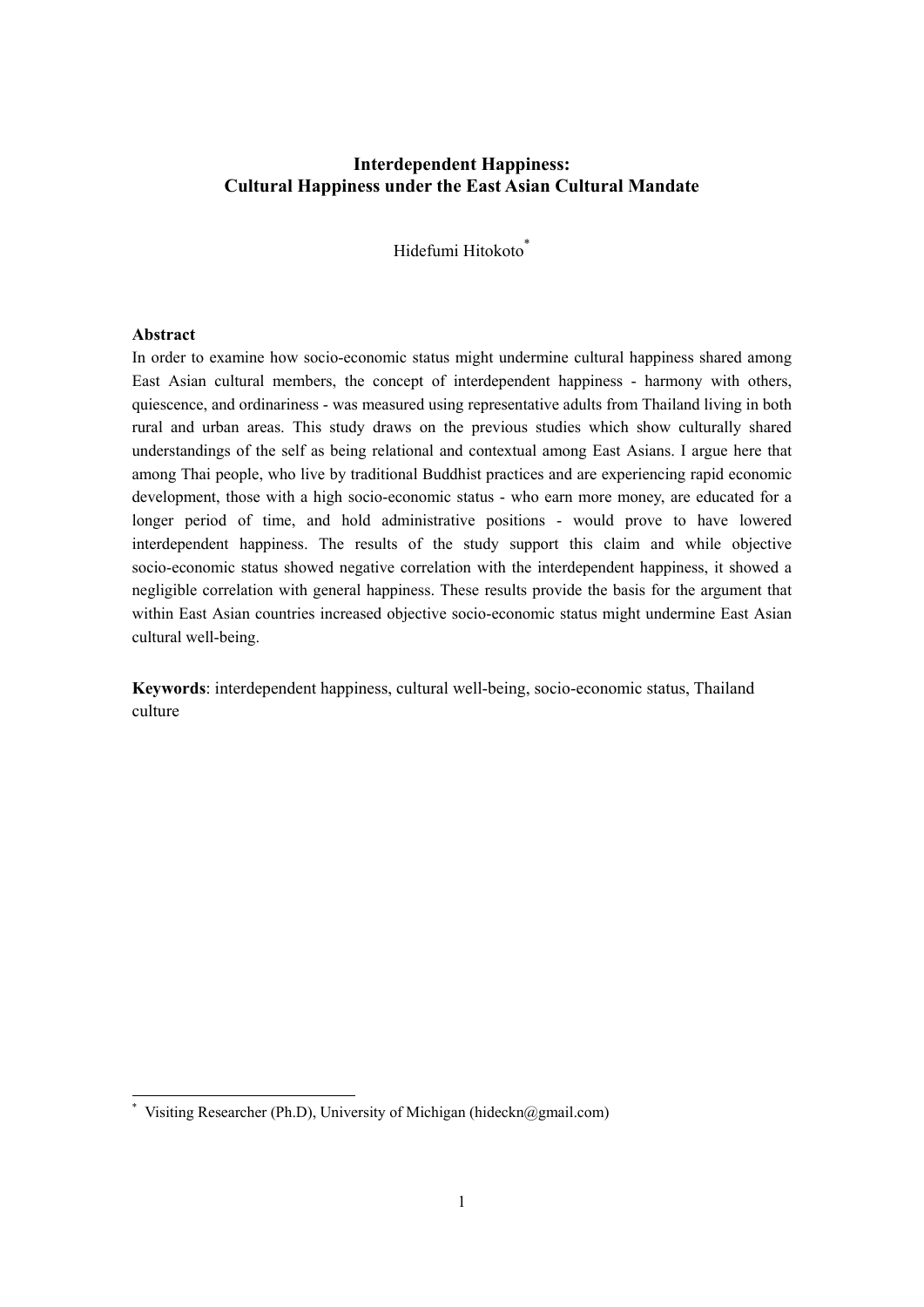# Interdependent Happiness: Cultural Happiness under the East Asian Cultural Mandate

Hidefumi Hitokoto[*]

**Abstract**

In order to examine how socio-economic status might undermine cultural happiness shared among East Asian cultural members, the concept of interdependent happiness - harmony with others, quiescence, and ordinariness - was measured using representative adults from Thailand living in both rural and urban areas. This study draws on the previous studies which show culturally shared understandings of the self as being relational and contextual among East Asians. I argue here that among Thai people, who live by traditional Buddhist practices and are experiencing rapid economic development, those with a high socio-economic status - who earn more money, are educated for a longer period of time, and hold administrative positions - would prove to have lowered interdependent happiness. The results of the study support this claim and while objective socio-economic status showed negative correlation with the interdependent happiness, it showed a negligible correlation with general happiness. These results provide the basis for the argument that within East Asian countries increased objective socio-economic status might undermine East Asian cultural well-being.

**Keywords**: interdependent happiness, cultural well-being, socio-economic status, Thailand culture

---

[*] Visiting Researcher (Ph.D), University of Michigan (hideckn@gmail.com)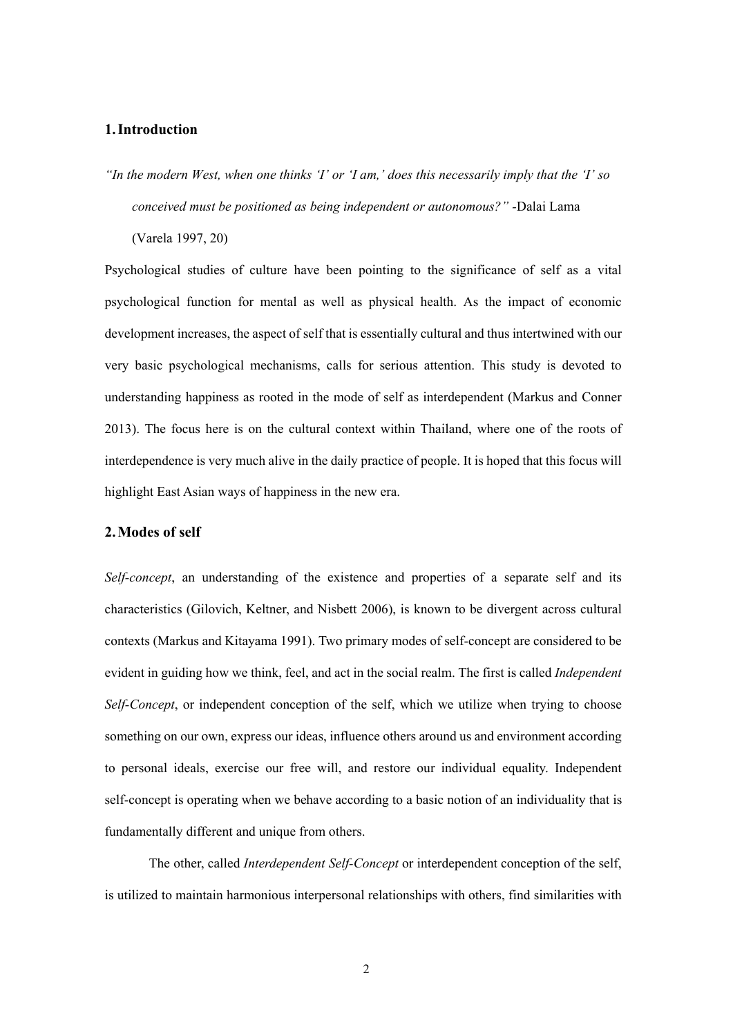## 1. Introduction

*"In the modern West, when one thinks 'I' or 'I am,' does this necessarily imply that the 'I' so conceived must be positioned as being independent or autonomous?"* -Dalai Lama (Varela 1997, 20)

Psychological studies of culture have been pointing to the significance of self as a vital psychological function for mental as well as physical health. As the impact of economic development increases, the aspect of self that is essentially cultural and thus intertwined with our very basic psychological mechanisms, calls for serious attention. This study is devoted to understanding happiness as rooted in the mode of self as interdependent (Markus and Conner 2013). The focus here is on the cultural context within Thailand, where one of the roots of interdependence is very much alive in the daily practice of people. It is hoped that this focus will highlight East Asian ways of happiness in the new era.

## 2. Modes of self

*Self-concept*, an understanding of the existence and properties of a separate self and its characteristics (Gilovich, Keltner, and Nisbett 2006), is known to be divergent across cultural contexts (Markus and Kitayama 1991). Two primary modes of self-concept are considered to be evident in guiding how we think, feel, and act in the social realm. The first is called *Independent Self-Concept*, or independent conception of the self, which we utilize when trying to choose something on our own, express our ideas, influence others around us and environment according to personal ideals, exercise our free will, and restore our individual equality. Independent self-concept is operating when we behave according to a basic notion of an individuality that is fundamentally different and unique from others.

The other, called *Interdependent Self-Concept* or interdependent conception of the self, is utilized to maintain harmonious interpersonal relationships with others, find similarities with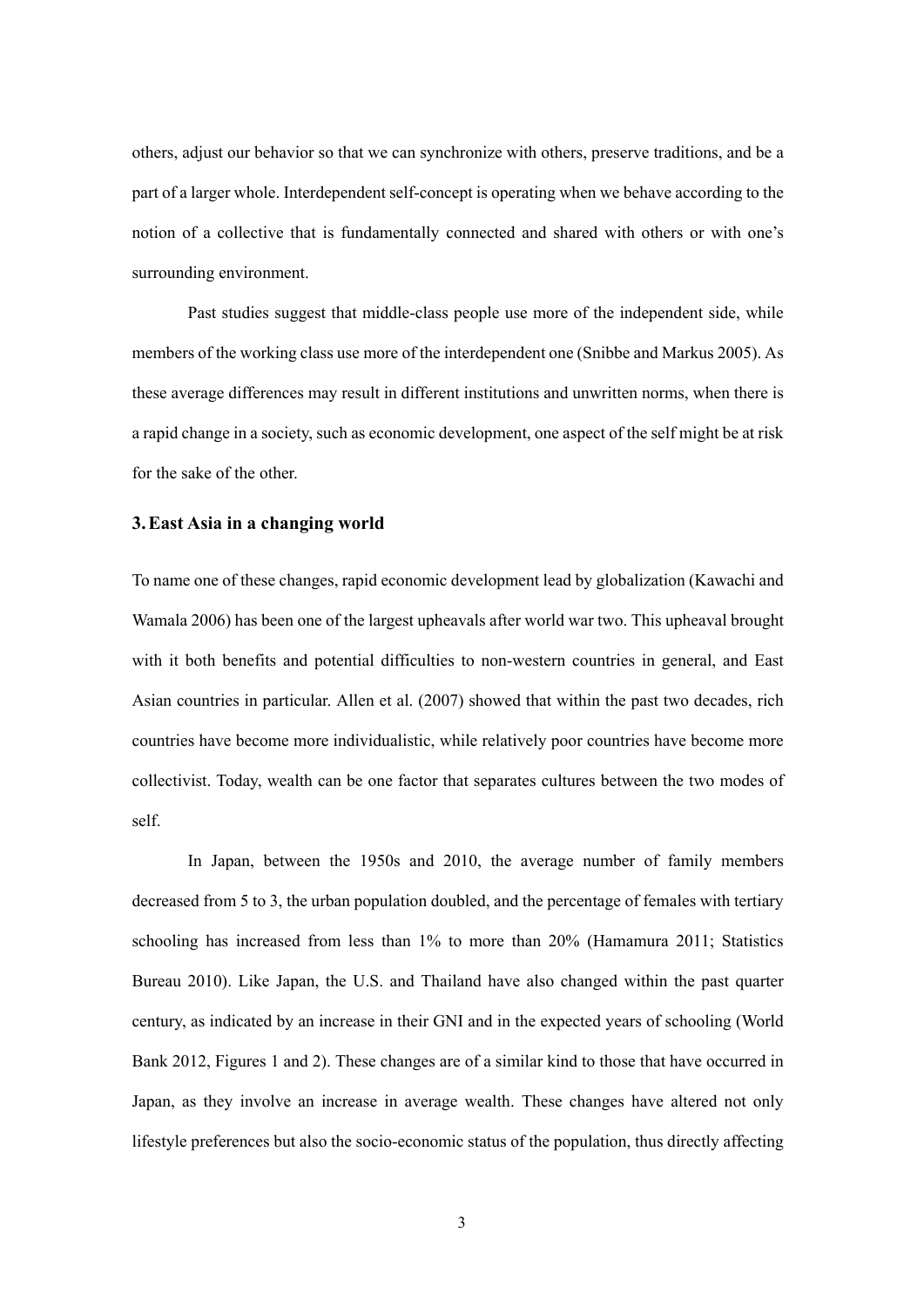others, adjust our behavior so that we can synchronize with others, preserve traditions, and be a part of a larger whole. Interdependent self-concept is operating when we behave according to the notion of a collective that is fundamentally connected and shared with others or with one's surrounding environment.

Past studies suggest that middle-class people use more of the independent side, while members of the working class use more of the interdependent one (Snibbe and Markus 2005). As these average differences may result in different institutions and unwritten norms, when there is a rapid change in a society, such as economic development, one aspect of the self might be at risk for the sake of the other.

## 3. East Asia in a changing world

To name one of these changes, rapid economic development lead by globalization (Kawachi and Wamala 2006) has been one of the largest upheavals after world war two. This upheaval brought with it both benefits and potential difficulties to non-western countries in general, and East Asian countries in particular. Allen et al. (2007) showed that within the past two decades, rich countries have become more individualistic, while relatively poor countries have become more collectivist. Today, wealth can be one factor that separates cultures between the two modes of self.

In Japan, between the 1950s and 2010, the average number of family members decreased from 5 to 3, the urban population doubled, and the percentage of females with tertiary schooling has increased from less than 1% to more than 20% (Hamamura 2011; Statistics Bureau 2010). Like Japan, the U.S. and Thailand have also changed within the past quarter century, as indicated by an increase in their GNI and in the expected years of schooling (World Bank 2012, Figures 1 and 2). These changes are of a similar kind to those that have occurred in Japan, as they involve an increase in average wealth. These changes have altered not only lifestyle preferences but also the socio-economic status of the population, thus directly affecting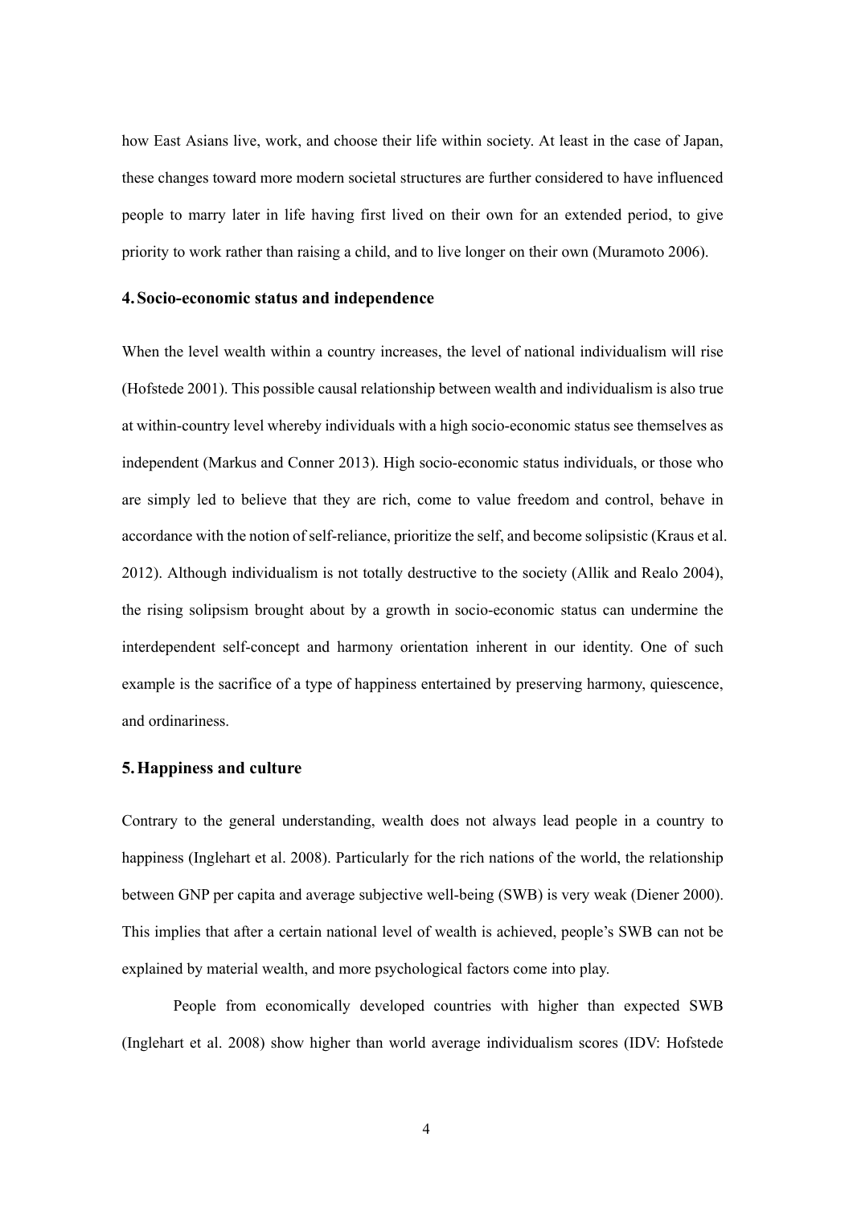how East Asians live, work, and choose their life within society. At least in the case of Japan, these changes toward more modern societal structures are further considered to have influenced people to marry later in life having first lived on their own for an extended period, to give priority to work rather than raising a child, and to live longer on their own (Muramoto 2006).

## 4. Socio-economic status and independence

When the level wealth within a country increases, the level of national individualism will rise (Hofstede 2001). This possible causal relationship between wealth and individualism is also true at within-country level whereby individuals with a high socio-economic status see themselves as independent (Markus and Conner 2013). High socio-economic status individuals, or those who are simply led to believe that they are rich, come to value freedom and control, behave in accordance with the notion of self-reliance, prioritize the self, and become solipsistic (Kraus et al. 2012). Although individualism is not totally destructive to the society (Allik and Realo 2004), the rising solipsism brought about by a growth in socio-economic status can undermine the interdependent self-concept and harmony orientation inherent in our identity. One of such example is the sacrifice of a type of happiness entertained by preserving harmony, quiescence, and ordinariness.

## 5. Happiness and culture

Contrary to the general understanding, wealth does not always lead people in a country to happiness (Inglehart et al. 2008). Particularly for the rich nations of the world, the relationship between GNP per capita and average subjective well-being (SWB) is very weak (Diener 2000). This implies that after a certain national level of wealth is achieved, people's SWB can not be explained by material wealth, and more psychological factors come into play.

People from economically developed countries with higher than expected SWB (Inglehart et al. 2008) show higher than world average individualism scores (IDV: Hofstede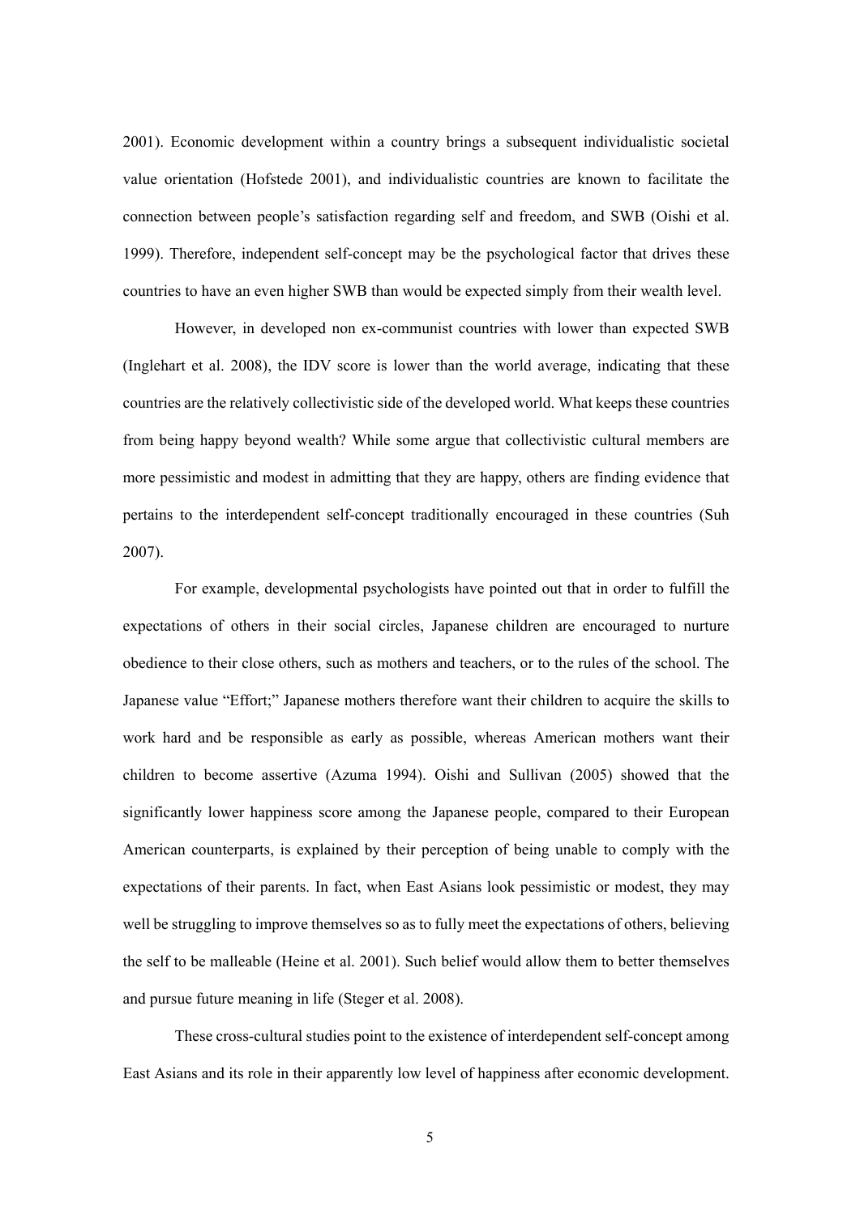2001). Economic development within a country brings a subsequent individualistic societal value orientation (Hofstede 2001), and individualistic countries are known to facilitate the connection between people's satisfaction regarding self and freedom, and SWB (Oishi et al. 1999). Therefore, independent self-concept may be the psychological factor that drives these countries to have an even higher SWB than would be expected simply from their wealth level.

However, in developed non ex-communist countries with lower than expected SWB (Inglehart et al. 2008), the IDV score is lower than the world average, indicating that these countries are the relatively collectivistic side of the developed world. What keeps these countries from being happy beyond wealth? While some argue that collectivistic cultural members are more pessimistic and modest in admitting that they are happy, others are finding evidence that pertains to the interdependent self-concept traditionally encouraged in these countries (Suh 2007).

For example, developmental psychologists have pointed out that in order to fulfill the expectations of others in their social circles, Japanese children are encouraged to nurture obedience to their close others, such as mothers and teachers, or to the rules of the school. The Japanese value "Effort;" Japanese mothers therefore want their children to acquire the skills to work hard and be responsible as early as possible, whereas American mothers want their children to become assertive (Azuma 1994). Oishi and Sullivan (2005) showed that the significantly lower happiness score among the Japanese people, compared to their European American counterparts, is explained by their perception of being unable to comply with the expectations of their parents. In fact, when East Asians look pessimistic or modest, they may well be struggling to improve themselves so as to fully meet the expectations of others, believing the self to be malleable (Heine et al. 2001). Such belief would allow them to better themselves and pursue future meaning in life (Steger et al. 2008).

These cross-cultural studies point to the existence of interdependent self-concept among East Asians and its role in their apparently low level of happiness after economic development.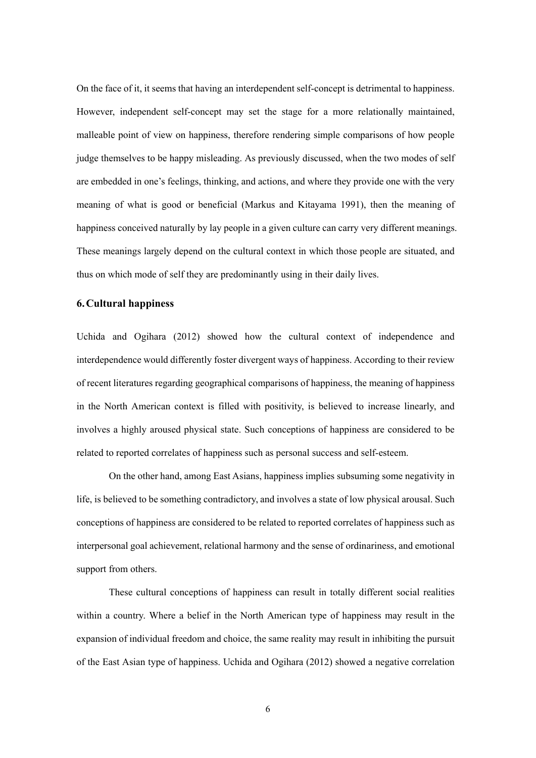On the face of it, it seems that having an interdependent self-concept is detrimental to happiness. However, independent self-concept may set the stage for a more relationally maintained, malleable point of view on happiness, therefore rendering simple comparisons of how people judge themselves to be happy misleading. As previously discussed, when the two modes of self are embedded in one's feelings, thinking, and actions, and where they provide one with the very meaning of what is good or beneficial (Markus and Kitayama 1991), then the meaning of happiness conceived naturally by lay people in a given culture can carry very different meanings. These meanings largely depend on the cultural context in which those people are situated, and thus on which mode of self they are predominantly using in their daily lives.

### 6. Cultural happiness

Uchida and Ogihara (2012) showed how the cultural context of independence and interdependence would differently foster divergent ways of happiness. According to their review of recent literatures regarding geographical comparisons of happiness, the meaning of happiness in the North American context is filled with positivity, is believed to increase linearly, and involves a highly aroused physical state. Such conceptions of happiness are considered to be related to reported correlates of happiness such as personal success and self-esteem.

On the other hand, among East Asians, happiness implies subsuming some negativity in life, is believed to be something contradictory, and involves a state of low physical arousal. Such conceptions of happiness are considered to be related to reported correlates of happiness such as interpersonal goal achievement, relational harmony and the sense of ordinariness, and emotional support from others.

These cultural conceptions of happiness can result in totally different social realities within a country. Where a belief in the North American type of happiness may result in the expansion of individual freedom and choice, the same reality may result in inhibiting the pursuit of the East Asian type of happiness. Uchida and Ogihara (2012) showed a negative correlation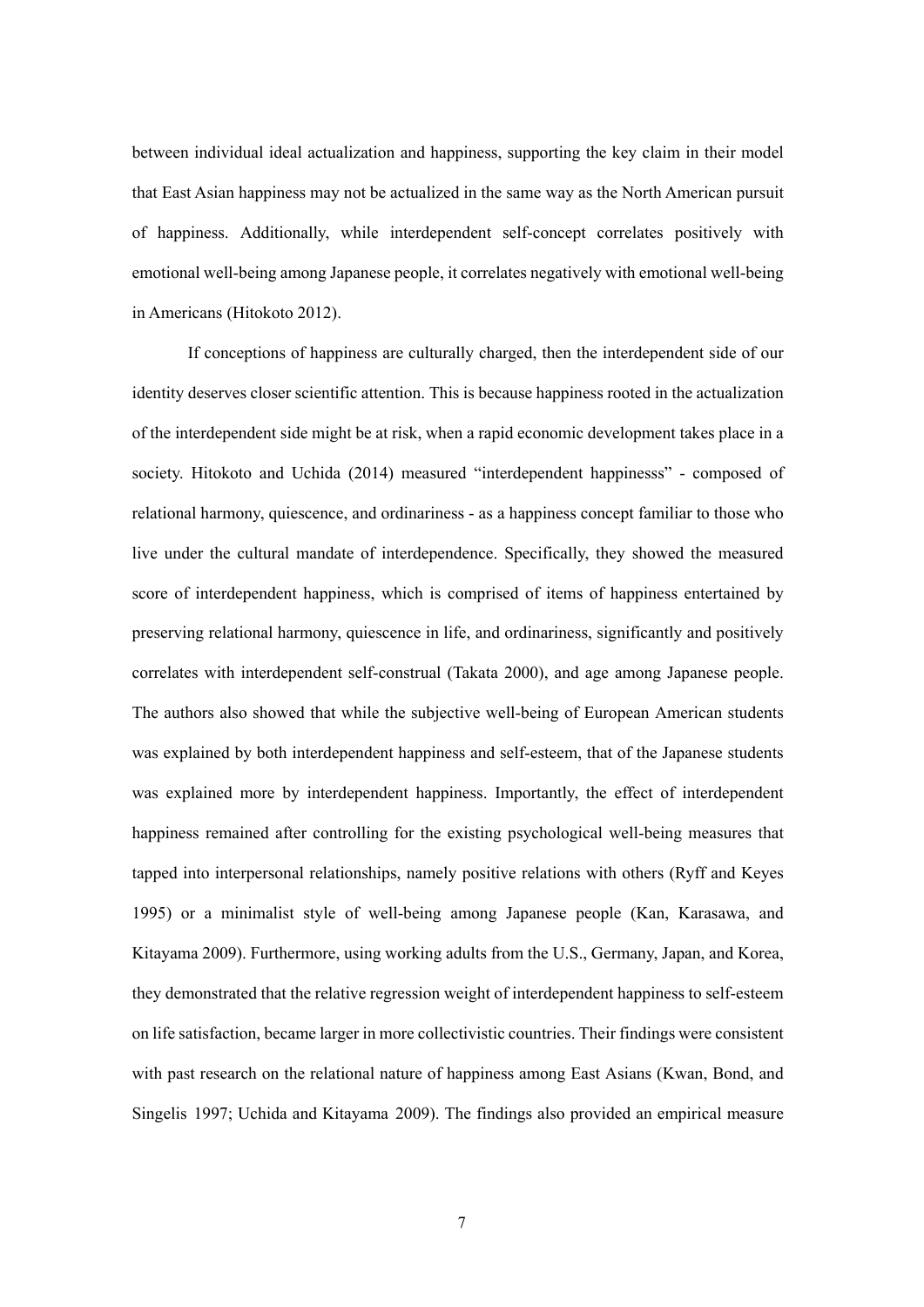between individual ideal actualization and happiness, supporting the key claim in their model that East Asian happiness may not be actualized in the same way as the North American pursuit of happiness. Additionally, while interdependent self-concept correlates positively with emotional well-being among Japanese people, it correlates negatively with emotional well-being in Americans (Hitokoto 2012).

If conceptions of happiness are culturally charged, then the interdependent side of our identity deserves closer scientific attention. This is because happiness rooted in the actualization of the interdependent side might be at risk, when a rapid economic development takes place in a society. Hitokoto and Uchida (2014) measured "interdependent happinesss" - composed of relational harmony, quiescence, and ordinariness - as a happiness concept familiar to those who live under the cultural mandate of interdependence. Specifically, they showed the measured score of interdependent happiness, which is comprised of items of happiness entertained by preserving relational harmony, quiescence in life, and ordinariness, significantly and positively correlates with interdependent self-construal (Takata 2000), and age among Japanese people. The authors also showed that while the subjective well-being of European American students was explained by both interdependent happiness and self-esteem, that of the Japanese students was explained more by interdependent happiness. Importantly, the effect of interdependent happiness remained after controlling for the existing psychological well-being measures that tapped into interpersonal relationships, namely positive relations with others (Ryff and Keyes 1995) or a minimalist style of well-being among Japanese people (Kan, Karasawa, and Kitayama 2009). Furthermore, using working adults from the U.S., Germany, Japan, and Korea, they demonstrated that the relative regression weight of interdependent happiness to self-esteem on life satisfaction, became larger in more collectivistic countries. Their findings were consistent with past research on the relational nature of happiness among East Asians (Kwan, Bond, and Singelis 1997; Uchida and Kitayama 2009). The findings also provided an empirical measure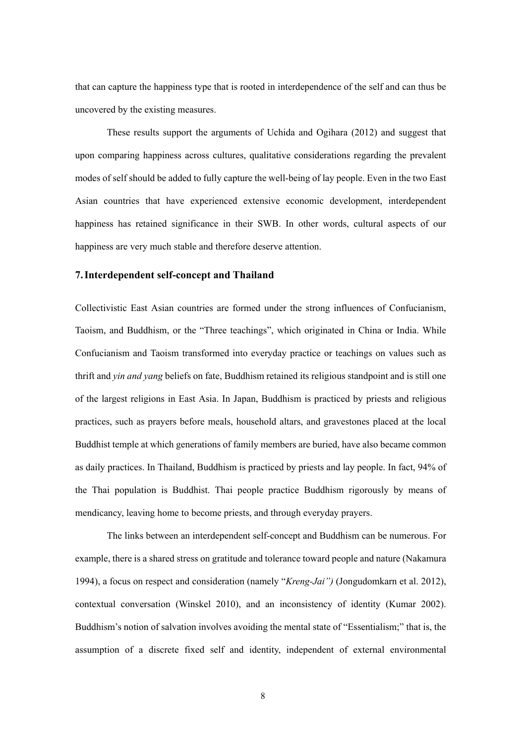that can capture the happiness type that is rooted in interdependence of the self and can thus be uncovered by the existing measures.

These results support the arguments of Uchida and Ogihara (2012) and suggest that upon comparing happiness across cultures, qualitative considerations regarding the prevalent modes of self should be added to fully capture the well-being of lay people. Even in the two East Asian countries that have experienced extensive economic development, interdependent happiness has retained significance in their SWB. In other words, cultural aspects of our happiness are very much stable and therefore deserve attention.

## 7. Interdependent self-concept and Thailand

Collectivistic East Asian countries are formed under the strong influences of Confucianism, Taoism, and Buddhism, or the "Three teachings", which originated in China or India. While Confucianism and Taoism transformed into everyday practice or teachings on values such as thrift and *yin and yang* beliefs on fate, Buddhism retained its religious standpoint and is still one of the largest religions in East Asia. In Japan, Buddhism is practiced by priests and religious practices, such as prayers before meals, household altars, and gravestones placed at the local Buddhist temple at which generations of family members are buried, have also became common as daily practices. In Thailand, Buddhism is practiced by priests and lay people. In fact, 94% of the Thai population is Buddhist. Thai people practice Buddhism rigorously by means of mendicancy, leaving home to become priests, and through everyday prayers.

The links between an interdependent self-concept and Buddhism can be numerous. For example, there is a shared stress on gratitude and tolerance toward people and nature (Nakamura 1994), a focus on respect and consideration (namely "*Kreng-Jai")* (Jongudomkarn et al. 2012), contextual conversation (Winskel 2010), and an inconsistency of identity (Kumar 2002). Buddhism's notion of salvation involves avoiding the mental state of "Essentialism;" that is, the assumption of a discrete fixed self and identity, independent of external environmental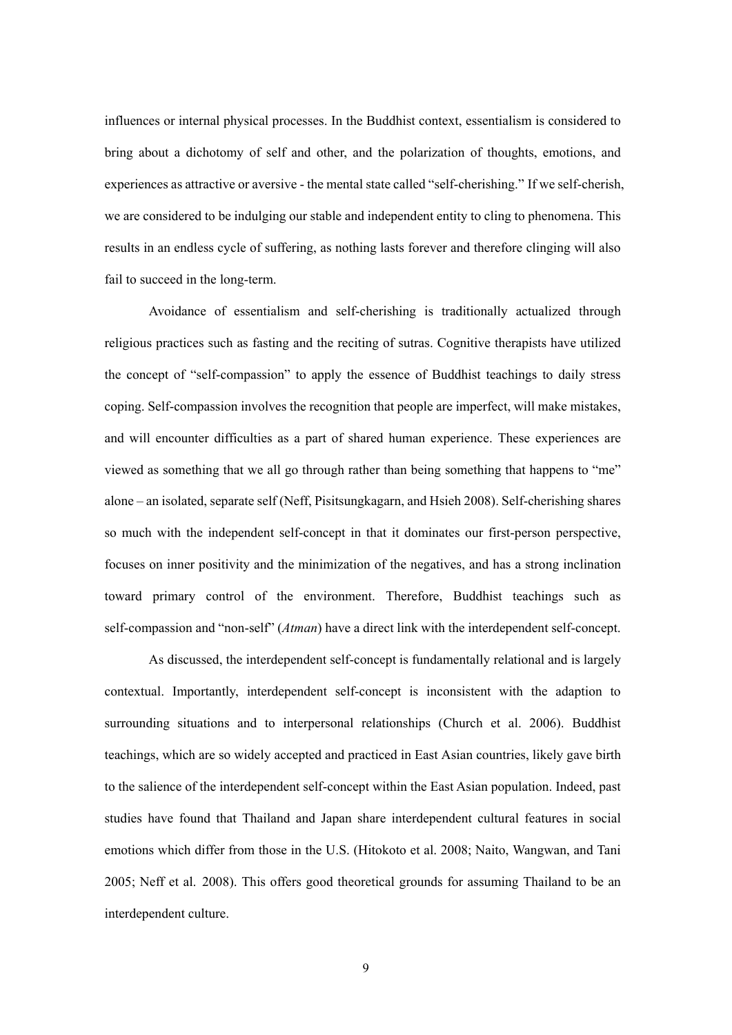influences or internal physical processes. In the Buddhist context, essentialism is considered to bring about a dichotomy of self and other, and the polarization of thoughts, emotions, and experiences as attractive or aversive - the mental state called "self-cherishing." If we self-cherish, we are considered to be indulging our stable and independent entity to cling to phenomena. This results in an endless cycle of suffering, as nothing lasts forever and therefore clinging will also fail to succeed in the long-term.

Avoidance of essentialism and self-cherishing is traditionally actualized through religious practices such as fasting and the reciting of sutras. Cognitive therapists have utilized the concept of "self-compassion" to apply the essence of Buddhist teachings to daily stress coping. Self-compassion involves the recognition that people are imperfect, will make mistakes, and will encounter difficulties as a part of shared human experience. These experiences are viewed as something that we all go through rather than being something that happens to "me" alone – an isolated, separate self (Neff, Pisitsungkagarn, and Hsieh 2008). Self-cherishing shares so much with the independent self-concept in that it dominates our first-person perspective, focuses on inner positivity and the minimization of the negatives, and has a strong inclination toward primary control of the environment. Therefore, Buddhist teachings such as self-compassion and "non-self" (*Atman*) have a direct link with the interdependent self-concept.

As discussed, the interdependent self-concept is fundamentally relational and is largely contextual. Importantly, interdependent self-concept is inconsistent with the adaption to surrounding situations and to interpersonal relationships (Church et al. 2006). Buddhist teachings, which are so widely accepted and practiced in East Asian countries, likely gave birth to the salience of the interdependent self-concept within the East Asian population. Indeed, past studies have found that Thailand and Japan share interdependent cultural features in social emotions which differ from those in the U.S. (Hitokoto et al. 2008; Naito, Wangwan, and Tani 2005; Neff et al. 2008). This offers good theoretical grounds for assuming Thailand to be an interdependent culture.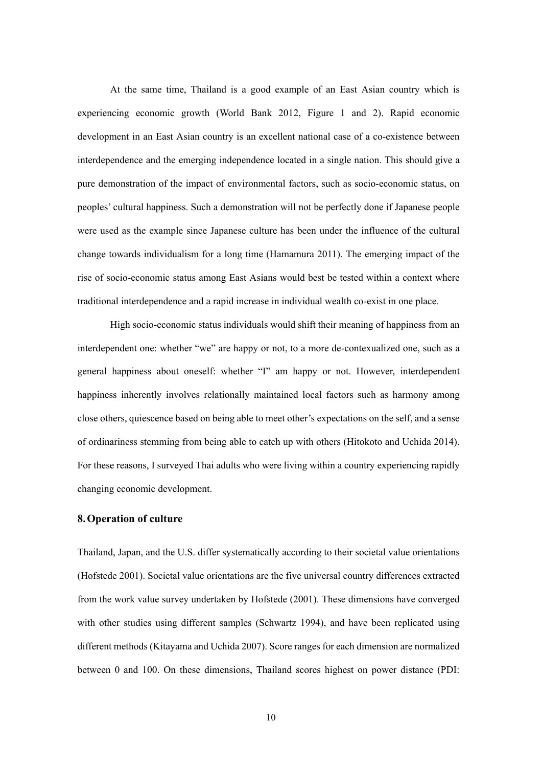At the same time, Thailand is a good example of an East Asian country which is experiencing economic growth (World Bank 2012, Figure 1 and 2). Rapid economic development in an East Asian country is an excellent national case of a co-existence between interdependence and the emerging independence located in a single nation. This should give a pure demonstration of the impact of environmental factors, such as socio-economic status, on peoples' cultural happiness. Such a demonstration will not be perfectly done if Japanese people were used as the example since Japanese culture has been under the influence of the cultural change towards individualism for a long time (Hamamura 2011). The emerging impact of the rise of socio-economic status among East Asians would best be tested within a context where traditional interdependence and a rapid increase in individual wealth co-exist in one place.

High socio-economic status individuals would shift their meaning of happiness from an interdependent one: whether "we" are happy or not, to a more de-contexualized one, such as a general happiness about oneself: whether "I" am happy or not. However, interdependent happiness inherently involves relationally maintained local factors such as harmony among close others, quiescence based on being able to meet other's expectations on the self, and a sense of ordinariness stemming from being able to catch up with others (Hitokoto and Uchida 2014). For these reasons, I surveyed Thai adults who were living within a country experiencing rapidly changing economic development.

## 8. Operation of culture

Thailand, Japan, and the U.S. differ systematically according to their societal value orientations (Hofstede 2001). Societal value orientations are the five universal country differences extracted from the work value survey undertaken by Hofstede (2001). These dimensions have converged with other studies using different samples (Schwartz 1994), and have been replicated using different methods (Kitayama and Uchida 2007). Score ranges for each dimension are normalized between 0 and 100. On these dimensions, Thailand scores highest on power distance (PDI: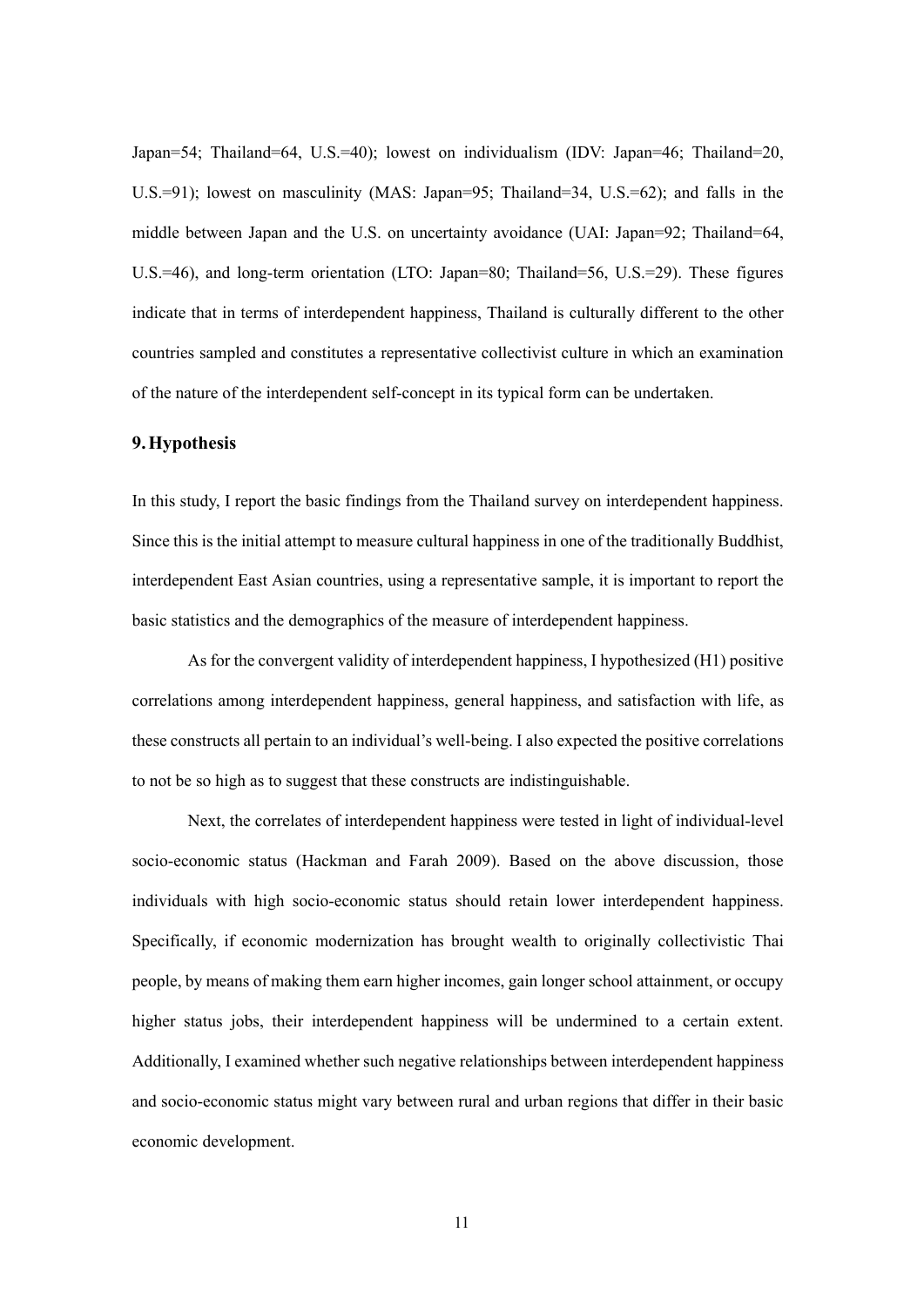Japan=54; Thailand=64, U.S.=40); lowest on individualism (IDV: Japan=46; Thailand=20, U.S.=91); lowest on masculinity (MAS: Japan=95; Thailand=34, U.S.=62); and falls in the middle between Japan and the U.S. on uncertainty avoidance (UAI: Japan=92; Thailand=64, U.S.=46), and long-term orientation (LTO: Japan=80; Thailand=56, U.S.=29). These figures indicate that in terms of interdependent happiness, Thailand is culturally different to the other countries sampled and constitutes a representative collectivist culture in which an examination of the nature of the interdependent self-concept in its typical form can be undertaken.

## 9. Hypothesis

In this study, I report the basic findings from the Thailand survey on interdependent happiness. Since this is the initial attempt to measure cultural happiness in one of the traditionally Buddhist, interdependent East Asian countries, using a representative sample, it is important to report the basic statistics and the demographics of the measure of interdependent happiness.

As for the convergent validity of interdependent happiness, I hypothesized (H1) positive correlations among interdependent happiness, general happiness, and satisfaction with life, as these constructs all pertain to an individual's well-being. I also expected the positive correlations to not be so high as to suggest that these constructs are indistinguishable.

Next, the correlates of interdependent happiness were tested in light of individual-level socio-economic status (Hackman and Farah 2009). Based on the above discussion, those individuals with high socio-economic status should retain lower interdependent happiness. Specifically, if economic modernization has brought wealth to originally collectivistic Thai people, by means of making them earn higher incomes, gain longer school attainment, or occupy higher status jobs, their interdependent happiness will be undermined to a certain extent. Additionally, I examined whether such negative relationships between interdependent happiness and socio-economic status might vary between rural and urban regions that differ in their basic economic development.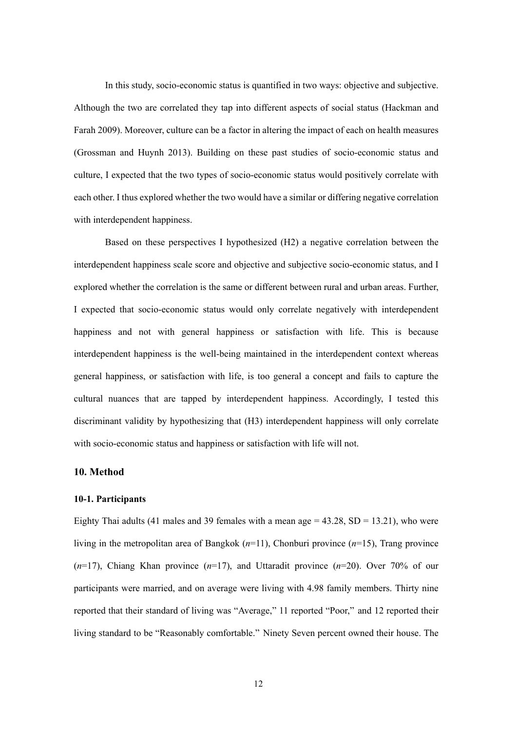In this study, socio-economic status is quantified in two ways: objective and subjective. Although the two are correlated they tap into different aspects of social status (Hackman and Farah 2009). Moreover, culture can be a factor in altering the impact of each on health measures (Grossman and Huynh 2013). Building on these past studies of socio-economic status and culture, I expected that the two types of socio-economic status would positively correlate with each other. I thus explored whether the two would have a similar or differing negative correlation with interdependent happiness.

Based on these perspectives I hypothesized (H2) a negative correlation between the interdependent happiness scale score and objective and subjective socio-economic status, and I explored whether the correlation is the same or different between rural and urban areas. Further, I expected that socio-economic status would only correlate negatively with interdependent happiness and not with general happiness or satisfaction with life. This is because interdependent happiness is the well-being maintained in the interdependent context whereas general happiness, or satisfaction with life, is too general a concept and fails to capture the cultural nuances that are tapped by interdependent happiness. Accordingly, I tested this discriminant validity by hypothesizing that (H3) interdependent happiness will only correlate with socio-economic status and happiness or satisfaction with life will not.

## 10. Method

### 10-1. Participants

Eighty Thai adults (41 males and 39 females with a mean age = 43.28, SD = 13.21), who were living in the metropolitan area of Bangkok (*n*=11), Chonburi province (*n*=15), Trang province (*n*=17), Chiang Khan province (*n*=17), and Uttaradit province (*n*=20). Over 70% of our participants were married, and on average were living with 4.98 family members. Thirty nine reported that their standard of living was "Average," 11 reported "Poor," and 12 reported their living standard to be "Reasonably comfortable." Ninety Seven percent owned their house. The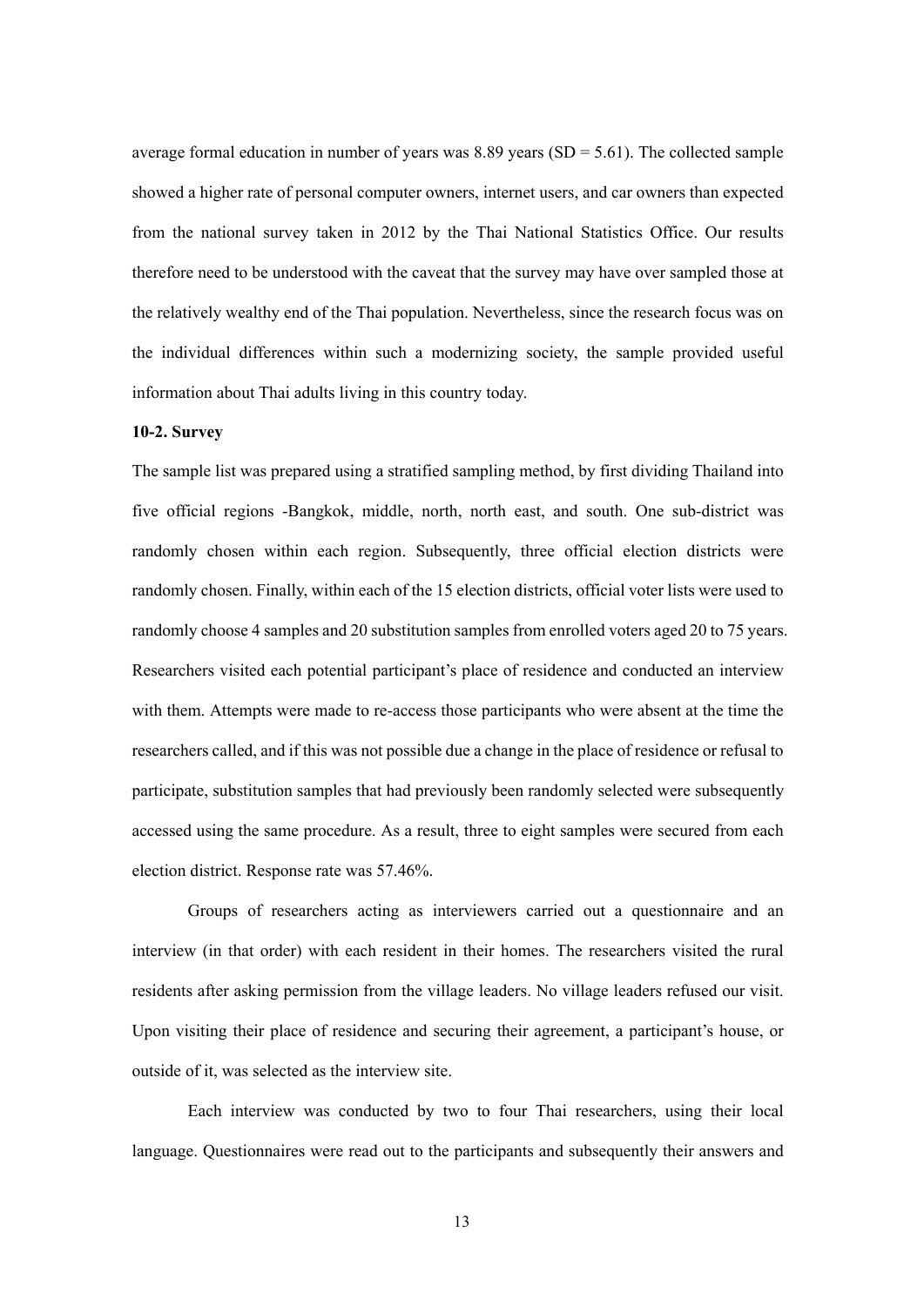average formal education in number of years was 8.89 years (SD = 5.61). The collected sample showed a higher rate of personal computer owners, internet users, and car owners than expected from the national survey taken in 2012 by the Thai National Statistics Office. Our results therefore need to be understood with the caveat that the survey may have over sampled those at the relatively wealthy end of the Thai population. Nevertheless, since the research focus was on the individual differences within such a modernizing society, the sample provided useful information about Thai adults living in this country today.

**10-2. Survey**

The sample list was prepared using a stratified sampling method, by first dividing Thailand into five official regions -Bangkok, middle, north, north east, and south. One sub-district was randomly chosen within each region. Subsequently, three official election districts were randomly chosen. Finally, within each of the 15 election districts, official voter lists were used to randomly choose 4 samples and 20 substitution samples from enrolled voters aged 20 to 75 years. Researchers visited each potential participant's place of residence and conducted an interview with them. Attempts were made to re-access those participants who were absent at the time the researchers called, and if this was not possible due a change in the place of residence or refusal to participate, substitution samples that had previously been randomly selected were subsequently accessed using the same procedure. As a result, three to eight samples were secured from each election district. Response rate was 57.46%.

Groups of researchers acting as interviewers carried out a questionnaire and an interview (in that order) with each resident in their homes. The researchers visited the rural residents after asking permission from the village leaders. No village leaders refused our visit. Upon visiting their place of residence and securing their agreement, a participant's house, or outside of it, was selected as the interview site.

Each interview was conducted by two to four Thai researchers, using their local language. Questionnaires were read out to the participants and subsequently their answers and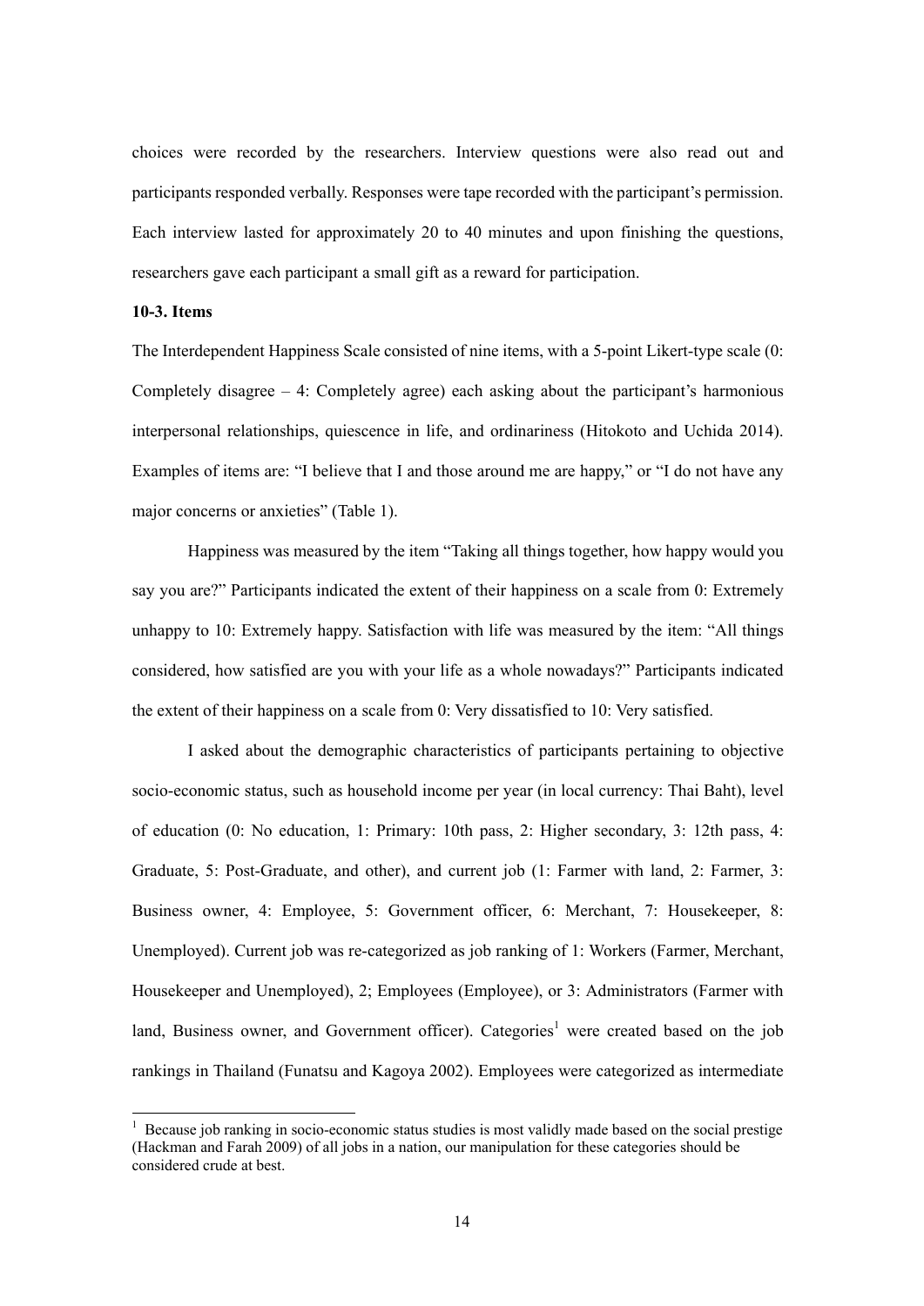choices were recorded by the researchers. Interview questions were also read out and participants responded verbally. Responses were tape recorded with the participant's permission. Each interview lasted for approximately 20 to 40 minutes and upon finishing the questions, researchers gave each participant a small gift as a reward for participation.

**10-3. Items**

The Interdependent Happiness Scale consisted of nine items, with a 5-point Likert-type scale (0: Completely disagree – 4: Completely agree) each asking about the participant's harmonious interpersonal relationships, quiescence in life, and ordinariness (Hitokoto and Uchida 2014). Examples of items are: "I believe that I and those around me are happy," or "I do not have any major concerns or anxieties" (Table 1).

Happiness was measured by the item "Taking all things together, how happy would you say you are?" Participants indicated the extent of their happiness on a scale from 0: Extremely unhappy to 10: Extremely happy. Satisfaction with life was measured by the item: "All things considered, how satisfied are you with your life as a whole nowadays?" Participants indicated the extent of their happiness on a scale from 0: Very dissatisfied to 10: Very satisfied.

I asked about the demographic characteristics of participants pertaining to objective socio-economic status, such as household income per year (in local currency: Thai Baht), level of education (0: No education, 1: Primary: 10th pass, 2: Higher secondary, 3: 12th pass, 4: Graduate, 5: Post-Graduate, and other), and current job (1: Farmer with land, 2: Farmer, 3: Business owner, 4: Employee, 5: Government officer, 6: Merchant, 7: Housekeeper, 8: Unemployed). Current job was re-categorized as job ranking of 1: Workers (Farmer, Merchant, Housekeeper and Unemployed), 2; Employees (Employee), or 3: Administrators (Farmer with land, Business owner, and Government officer). Categories[1] were created based on the job rankings in Thailand (Funatsu and Kagoya 2002). Employees were categorized as intermediate

[1] Because job ranking in socio-economic status studies is most validly made based on the social prestige (Hackman and Farah 2009) of all jobs in a nation, our manipulation for these categories should be considered crude at best.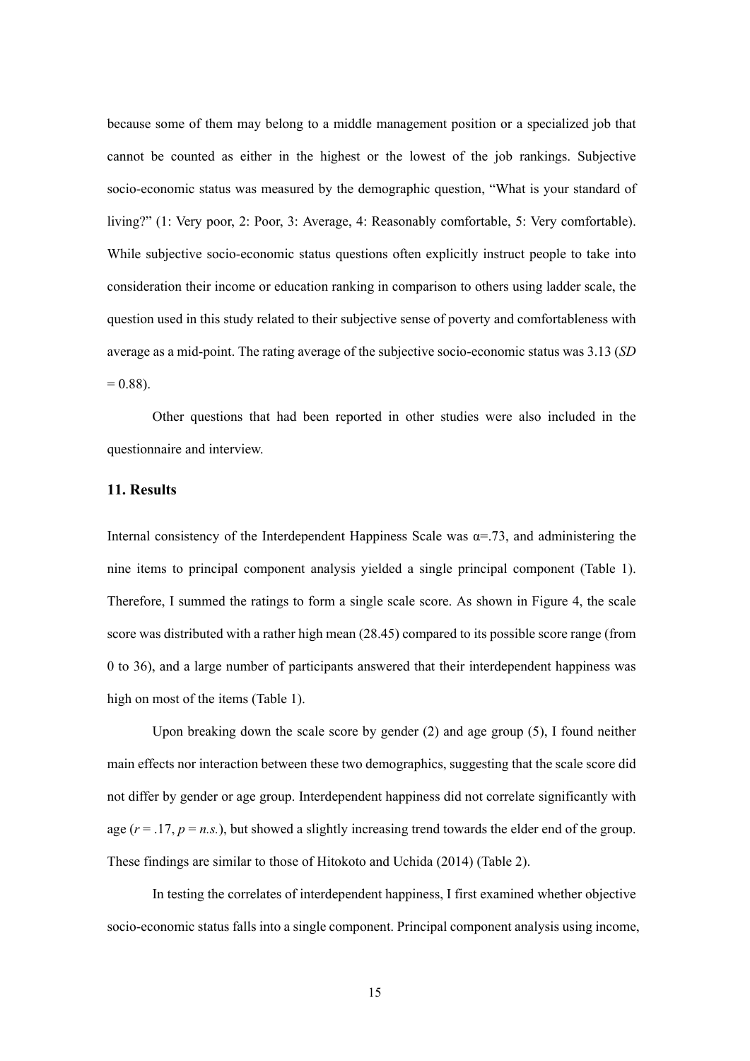because some of them may belong to a middle management position or a specialized job that cannot be counted as either in the highest or the lowest of the job rankings. Subjective socio-economic status was measured by the demographic question, “What is your standard of living?” (1: Very poor, 2: Poor, 3: Average, 4: Reasonably comfortable, 5: Very comfortable). While subjective socio-economic status questions often explicitly instruct people to take into consideration their income or education ranking in comparison to others using ladder scale, the question used in this study related to their subjective sense of poverty and comfortableness with average as a mid-point. The rating average of the subjective socio-economic status was 3.13 ($SD$ = 0.88).

Other questions that had been reported in other studies were also included in the questionnaire and interview.

### 11. Results

Internal consistency of the Interdependent Happiness Scale was $\alpha$=.73, and administering the nine items to principal component analysis yielded a single principal component (Table 1). Therefore, I summed the ratings to form a single scale score. As shown in Figure 4, the scale score was distributed with a rather high mean (28.45) compared to its possible score range (from 0 to 36), and a large number of participants answered that their interdependent happiness was high on most of the items (Table 1).

Upon breaking down the scale score by gender (2) and age group (5), I found neither main effects nor interaction between these two demographics, suggesting that the scale score did not differ by gender or age group. Interdependent happiness did not correlate significantly with age ($r$ = .17, $p$ = *n.s.*), but showed a slightly increasing trend towards the elder end of the group. These findings are similar to those of Hitokoto and Uchida (2014) (Table 2).

In testing the correlates of interdependent happiness, I first examined whether objective socio-economic status falls into a single component. Principal component analysis using income,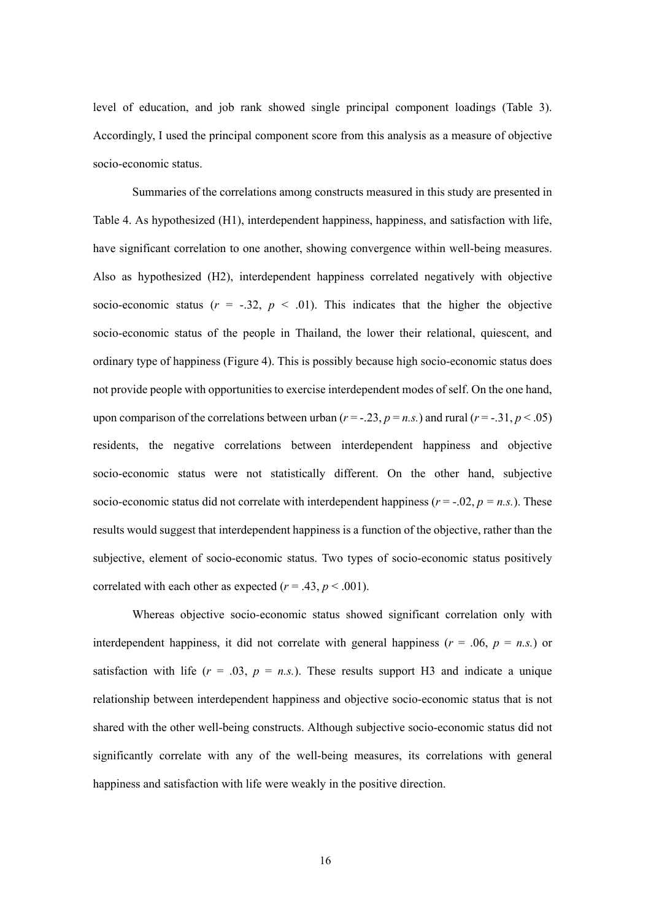level of education, and job rank showed single principal component loadings (Table 3). Accordingly, I used the principal component score from this analysis as a measure of objective socio-economic status.

Summaries of the correlations among constructs measured in this study are presented in Table 4. As hypothesized (H1), interdependent happiness, happiness, and satisfaction with life, have significant correlation to one another, showing convergence within well-being measures. Also as hypothesized (H2), interdependent happiness correlated negatively with objective socio-economic status ($r$ = -.32, $p$ < .01). This indicates that the higher the objective socio-economic status of the people in Thailand, the lower their relational, quiescent, and ordinary type of happiness (Figure 4). This is possibly because high socio-economic status does not provide people with opportunities to exercise interdependent modes of self. On the one hand, upon comparison of the correlations between urban ($r$ = -.23, $p$ = *n.s.*) and rural ($r$ = -.31, $p$ < .05) residents, the negative correlations between interdependent happiness and objective socio-economic status were not statistically different. On the other hand, subjective socio-economic status did not correlate with interdependent happiness ($r$ = -.02, $p$ = *n.s.*). These results would suggest that interdependent happiness is a function of the objective, rather than the subjective, element of socio-economic status. Two types of socio-economic status positively correlated with each other as expected ($r$ = .43, $p$ < .001).

Whereas objective socio-economic status showed significant correlation only with interdependent happiness, it did not correlate with general happiness ($r$ = .06, $p$ = *n.s.*) or satisfaction with life ($r$ = .03, $p$ = *n.s.*). These results support H3 and indicate a unique relationship between interdependent happiness and objective socio-economic status that is not shared with the other well-being constructs. Although subjective socio-economic status did not significantly correlate with any of the well-being measures, its correlations with general happiness and satisfaction with life were weakly in the positive direction.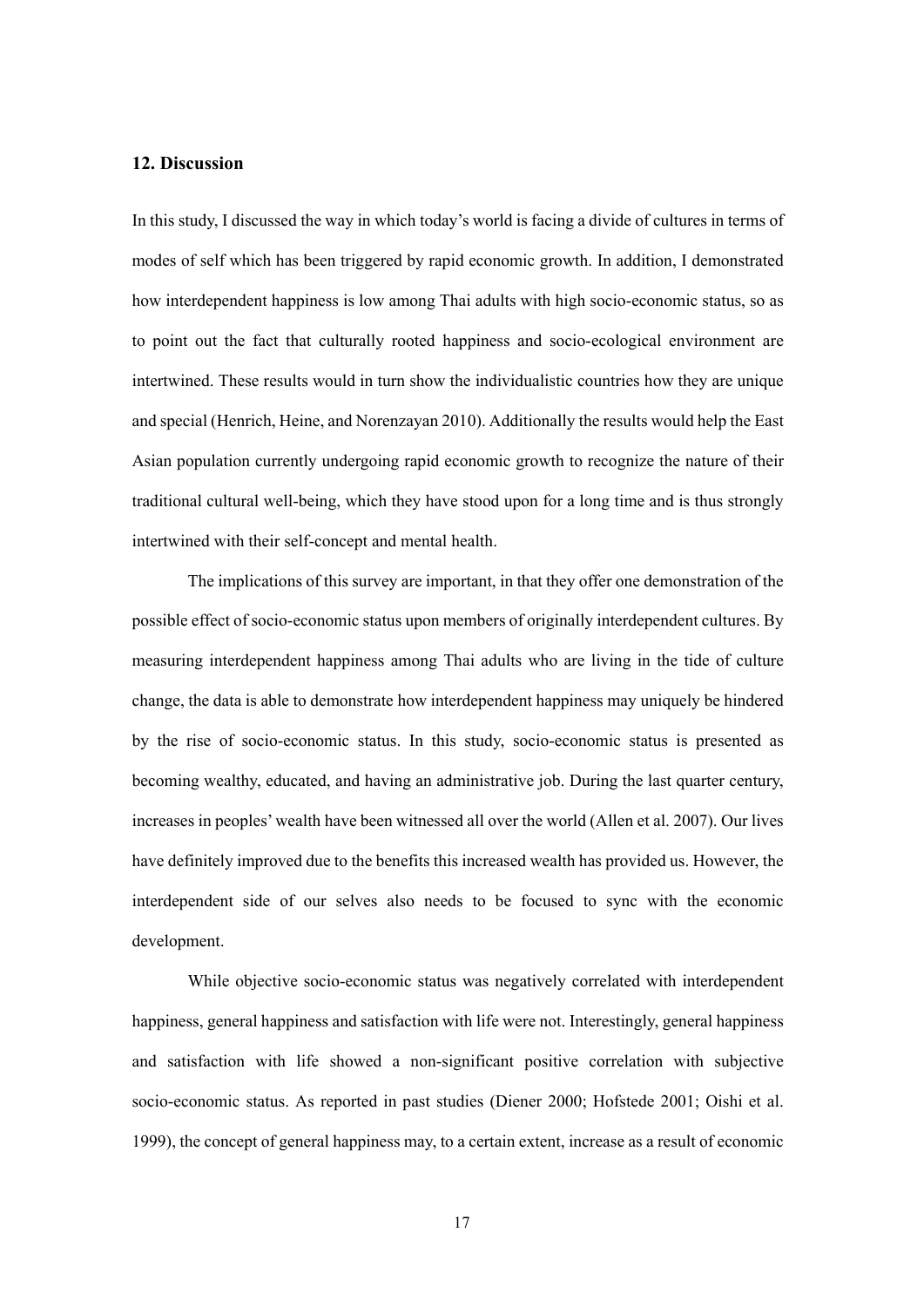## 12. Discussion

In this study, I discussed the way in which today's world is facing a divide of cultures in terms of modes of self which has been triggered by rapid economic growth. In addition, I demonstrated how interdependent happiness is low among Thai adults with high socio-economic status, so as to point out the fact that culturally rooted happiness and socio-ecological environment are intertwined. These results would in turn show the individualistic countries how they are unique and special (Henrich, Heine, and Norenzayan 2010). Additionally the results would help the East Asian population currently undergoing rapid economic growth to recognize the nature of their traditional cultural well-being, which they have stood upon for a long time and is thus strongly intertwined with their self-concept and mental health.

The implications of this survey are important, in that they offer one demonstration of the possible effect of socio-economic status upon members of originally interdependent cultures. By measuring interdependent happiness among Thai adults who are living in the tide of culture change, the data is able to demonstrate how interdependent happiness may uniquely be hindered by the rise of socio-economic status. In this study, socio-economic status is presented as becoming wealthy, educated, and having an administrative job. During the last quarter century, increases in peoples' wealth have been witnessed all over the world (Allen et al. 2007). Our lives have definitely improved due to the benefits this increased wealth has provided us. However, the interdependent side of our selves also needs to be focused to sync with the economic development.

While objective socio-economic status was negatively correlated with interdependent happiness, general happiness and satisfaction with life were not. Interestingly, general happiness and satisfaction with life showed a non-significant positive correlation with subjective socio-economic status. As reported in past studies (Diener 2000; Hofstede 2001; Oishi et al. 1999), the concept of general happiness may, to a certain extent, increase as a result of economic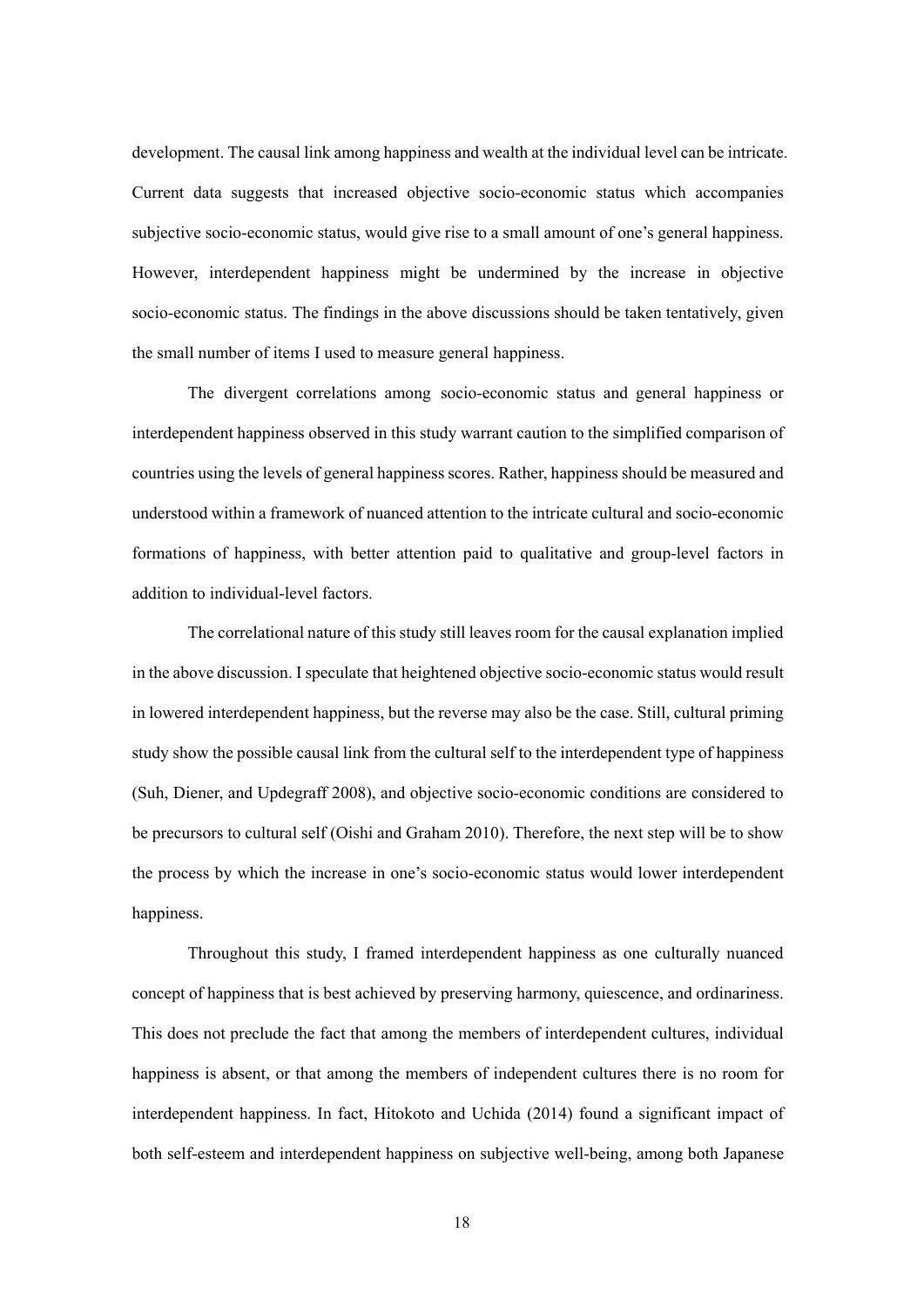development. The causal link among happiness and wealth at the individual level can be intricate. Current data suggests that increased objective socio-economic status which accompanies subjective socio-economic status, would give rise to a small amount of one's general happiness. However, interdependent happiness might be undermined by the increase in objective socio-economic status. The findings in the above discussions should be taken tentatively, given the small number of items I used to measure general happiness.

The divergent correlations among socio-economic status and general happiness or interdependent happiness observed in this study warrant caution to the simplified comparison of countries using the levels of general happiness scores. Rather, happiness should be measured and understood within a framework of nuanced attention to the intricate cultural and socio-economic formations of happiness, with better attention paid to qualitative and group-level factors in addition to individual-level factors.

The correlational nature of this study still leaves room for the causal explanation implied in the above discussion. I speculate that heightened objective socio-economic status would result in lowered interdependent happiness, but the reverse may also be the case. Still, cultural priming study show the possible causal link from the cultural self to the interdependent type of happiness (Suh, Diener, and Updegraff 2008), and objective socio-economic conditions are considered to be precursors to cultural self (Oishi and Graham 2010). Therefore, the next step will be to show the process by which the increase in one's socio-economic status would lower interdependent happiness.

Throughout this study, I framed interdependent happiness as one culturally nuanced concept of happiness that is best achieved by preserving harmony, quiescence, and ordinariness. This does not preclude the fact that among the members of interdependent cultures, individual happiness is absent, or that among the members of independent cultures there is no room for interdependent happiness. In fact, Hitokoto and Uchida (2014) found a significant impact of both self-esteem and interdependent happiness on subjective well-being, among both Japanese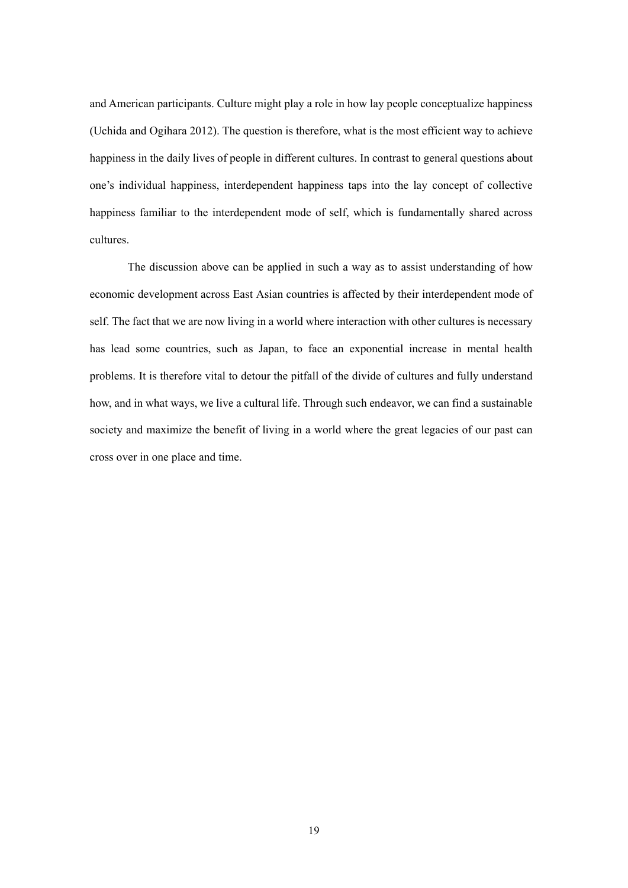and American participants. Culture might play a role in how lay people conceptualize happiness (Uchida and Ogihara 2012). The question is therefore, what is the most efficient way to achieve happiness in the daily lives of people in different cultures. In contrast to general questions about one's individual happiness, interdependent happiness taps into the lay concept of collective happiness familiar to the interdependent mode of self, which is fundamentally shared across cultures.

The discussion above can be applied in such a way as to assist understanding of how economic development across East Asian countries is affected by their interdependent mode of self. The fact that we are now living in a world where interaction with other cultures is necessary has lead some countries, such as Japan, to face an exponential increase in mental health problems. It is therefore vital to detour the pitfall of the divide of cultures and fully understand how, and in what ways, we live a cultural life. Through such endeavor, we can find a sustainable society and maximize the benefit of living in a world where the great legacies of our past can cross over in one place and time.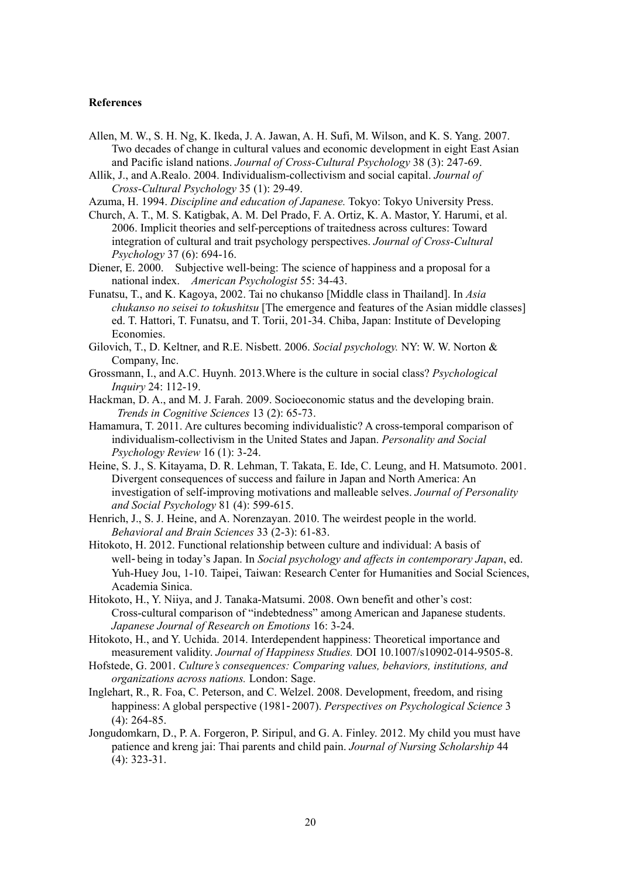**References**

Allen, M. W., S. H. Ng, K. Ikeda, J. A. Jawan, A. H. Sufi, M. Wilson, and K. S. Yang. 2007. Two decades of change in cultural values and economic development in eight East Asian and Pacific island nations. *Journal of Cross-Cultural Psychology* 38 (3): 247-69.

Allik, J., and A.Realo. 2004. Individualism-collectivism and social capital. *Journal of Cross-Cultural Psychology* 35 (1): 29-49.

Azuma, H. 1994. *Discipline and education of Japanese.* Tokyo: Tokyo University Press.

Church, A. T., M. S. Katigbak, A. M. Del Prado, F. A. Ortiz, K. A. Mastor, Y. Harumi, et al. 2006. Implicit theories and self-perceptions of traitedness across cultures: Toward integration of cultural and trait psychology perspectives. *Journal of Cross-Cultural Psychology* 37 (6): 694-16.

Diener, E. 2000. Subjective well-being: The science of happiness and a proposal for a national index. *American Psychologist* 55: 34-43.

Funatsu, T., and K. Kagoya, 2002. Tai no chukanso [Middle class in Thailand]. In *Asia chukanso no seisei to tokushitsu* [The emergence and features of the Asian middle classes] ed. T. Hattori, T. Funatsu, and T. Torii, 201-34. Chiba, Japan: Institute of Developing Economies.

Gilovich, T., D. Keltner, and R.E. Nisbett. 2006. *Social psychology.* NY: W. W. Norton & Company, Inc.

Grossmann, I., and A.C. Huynh. 2013.Where is the culture in social class? *Psychological Inquiry* 24: 112-19.

Hackman, D. A., and M. J. Farah. 2009. Socioeconomic status and the developing brain. *Trends in Cognitive Sciences* 13 (2): 65-73.

Hamamura, T. 2011. Are cultures becoming individualistic? A cross-temporal comparison of individualism-collectivism in the United States and Japan. *Personality and Social Psychology Review* 16 (1): 3-24.

Heine, S. J., S. Kitayama, D. R. Lehman, T. Takata, E. Ide, C. Leung, and H. Matsumoto. 2001. Divergent consequences of success and failure in Japan and North America: An investigation of self-improving motivations and malleable selves. *Journal of Personality and Social Psychology* 81 (4): 599-615.

Henrich, J., S. J. Heine, and A. Norenzayan. 2010. The weirdest people in the world. *Behavioral and Brain Sciences* 33 (2-3): 61-83.

Hitokoto, H. 2012. Functional relationship between culture and individual: A basis of well‐being in today's Japan. In *Social psychology and affects in contemporary Japan*, ed. Yuh-Huey Jou, 1-10. Taipei, Taiwan: Research Center for Humanities and Social Sciences, Academia Sinica.

Hitokoto, H., Y. Niiya, and J. Tanaka-Matsumi. 2008. Own benefit and other's cost: Cross-cultural comparison of "indebtedness" among American and Japanese students. *Japanese Journal of Research on Emotions* 16: 3-24.

Hitokoto, H., and Y. Uchida. 2014. Interdependent happiness: Theoretical importance and measurement validity. *Journal of Happiness Studies.* DOI 10.1007/s10902-014-9505-8.

Hofstede, G. 2001. *Culture's consequences: Comparing values, behaviors, institutions, and organizations across nations.* London: Sage.

Inglehart, R., R. Foa, C. Peterson, and C. Welzel. 2008. Development, freedom, and rising happiness: A global perspective (1981‐2007). *Perspectives on Psychological Science* 3 (4): 264-85.

Jongudomkarn, D., P. A. Forgeron, P. Siripul, and G. A. Finley. 2012. My child you must have patience and kreng jai: Thai parents and child pain. *Journal of Nursing Scholarship* 44 (4): 323-31.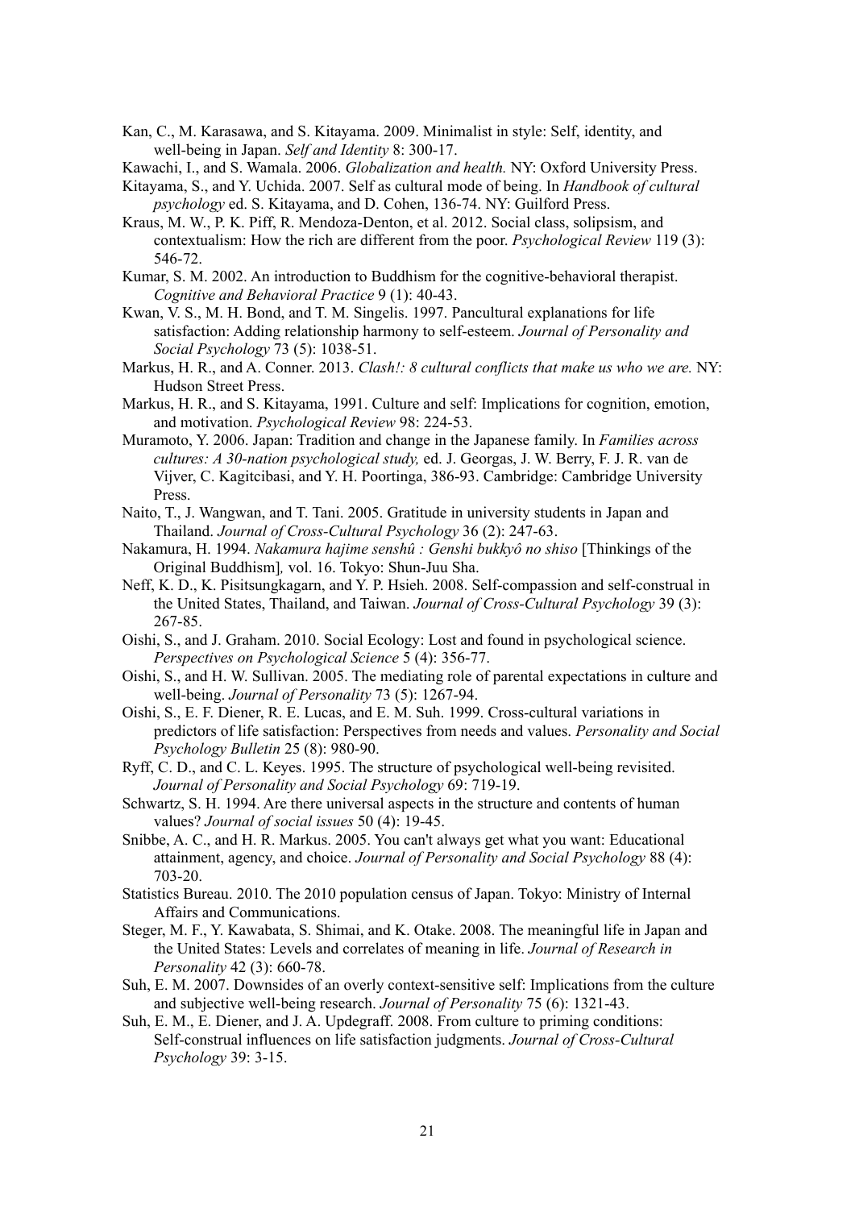Kan, C., M. Karasawa, and S. Kitayama. 2009. Minimalist in style: Self, identity, and well-being in Japan. *Self and Identity* 8: 300-17.

Kawachi, I., and S. Wamala. 2006. *Globalization and health.* NY: Oxford University Press.

Kitayama, S., and Y. Uchida. 2007. Self as cultural mode of being. In *Handbook of cultural psychology* ed. S. Kitayama, and D. Cohen, 136-74. NY: Guilford Press.

Kraus, M. W., P. K. Piff, R. Mendoza-Denton, et al. 2012. Social class, solipsism, and contextualism: How the rich are different from the poor. *Psychological Review* 119 (3): 546-72.

Kumar, S. M. 2002. An introduction to Buddhism for the cognitive-behavioral therapist. *Cognitive and Behavioral Practice* 9 (1): 40-43.

Kwan, V. S., M. H. Bond, and T. M. Singelis. 1997. Pancultural explanations for life satisfaction: Adding relationship harmony to self-esteem. *Journal of Personality and Social Psychology* 73 (5): 1038-51.

Markus, H. R., and A. Conner. 2013. *Clash!: 8 cultural conflicts that make us who we are.* NY: Hudson Street Press.

Markus, H. R., and S. Kitayama, 1991. Culture and self: Implications for cognition, emotion, and motivation. *Psychological Review* 98: 224-53.

Muramoto, Y. 2006. Japan: Tradition and change in the Japanese family. In *Families across cultures: A 30-nation psychological study,* ed. J. Georgas, J. W. Berry, F. J. R. van de Vijver, C. Kagitcibasi, and Y. H. Poortinga, 386-93. Cambridge: Cambridge University Press.

Naito, T., J. Wangwan, and T. Tani. 2005. Gratitude in university students in Japan and Thailand. *Journal of Cross-Cultural Psychology* 36 (2): 247-63.

Nakamura, H. 1994. *Nakamura hajime senshû : Genshi bukkyô no shiso* [Thinkings of the Original Buddhism]*,* vol. 16. Tokyo: Shun-Juu Sha.

Neff, K. D., K. Pisitsungkagarn, and Y. P. Hsieh. 2008. Self-compassion and self-construal in the United States, Thailand, and Taiwan. *Journal of Cross-Cultural Psychology* 39 (3): 267-85.

Oishi, S., and J. Graham. 2010. Social Ecology: Lost and found in psychological science. *Perspectives on Psychological Science* 5 (4): 356-77.

Oishi, S., and H. W. Sullivan. 2005. The mediating role of parental expectations in culture and well-being. *Journal of Personality* 73 (5): 1267-94.

Oishi, S., E. F. Diener, R. E. Lucas, and E. M. Suh. 1999. Cross-cultural variations in predictors of life satisfaction: Perspectives from needs and values. *Personality and Social Psychology Bulletin* 25 (8): 980-90.

Ryff, C. D., and C. L. Keyes. 1995. The structure of psychological well-being revisited. *Journal of Personality and Social Psychology* 69: 719-19.

Schwartz, S. H. 1994. Are there universal aspects in the structure and contents of human values? *Journal of social issues* 50 (4): 19-45.

Snibbe, A. C., and H. R. Markus. 2005. You can't always get what you want: Educational attainment, agency, and choice. *Journal of Personality and Social Psychology* 88 (4): 703-20.

Statistics Bureau. 2010. The 2010 population census of Japan. Tokyo: Ministry of Internal Affairs and Communications.

Steger, M. F., Y. Kawabata, S. Shimai, and K. Otake. 2008. The meaningful life in Japan and the United States: Levels and correlates of meaning in life. *Journal of Research in Personality* 42 (3): 660-78.

Suh, E. M. 2007. Downsides of an overly context-sensitive self: Implications from the culture and subjective well-being research. *Journal of Personality* 75 (6): 1321-43.

Suh, E. M., E. Diener, and J. A. Updegraff. 2008. From culture to priming conditions: Self-construal influences on life satisfaction judgments. *Journal of Cross-Cultural Psychology* 39: 3-15.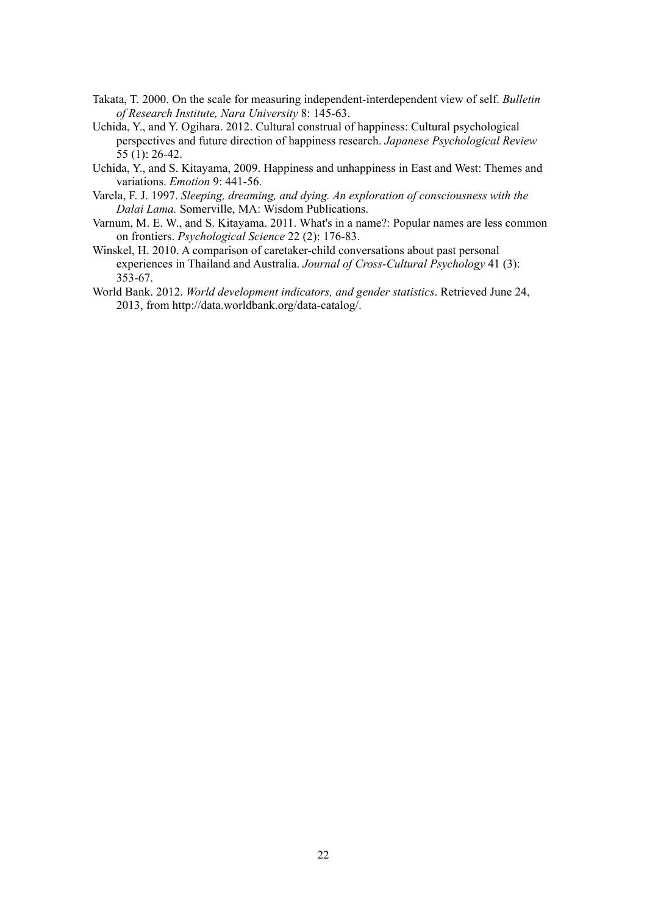Takata, T. 2000. On the scale for measuring independent-interdependent view of self. *Bulletin of Research Institute, Nara University* 8: 145-63.

Uchida, Y., and Y. Ogihara. 2012. Cultural construal of happiness: Cultural psychological perspectives and future direction of happiness research. *Japanese Psychological Review* 55 (1): 26-42.

Uchida, Y., and S. Kitayama, 2009. Happiness and unhappiness in East and West: Themes and variations. *Emotion* 9: 441-56.

Varela, F. J. 1997. *Sleeping, dreaming, and dying. An exploration of consciousness with the Dalai Lama.* Somerville, MA: Wisdom Publications.

Varnum, M. E. W., and S. Kitayama. 2011. What's in a name?: Popular names are less common on frontiers. *Psychological Science* 22 (2): 176-83.

Winskel, H. 2010. A comparison of caretaker-child conversations about past personal experiences in Thailand and Australia. *Journal of Cross-Cultural Psychology* 41 (3): 353-67.

World Bank. 2012. *World development indicators, and gender statistics*. Retrieved June 24, 2013, from http://data.worldbank.org/data-catalog/.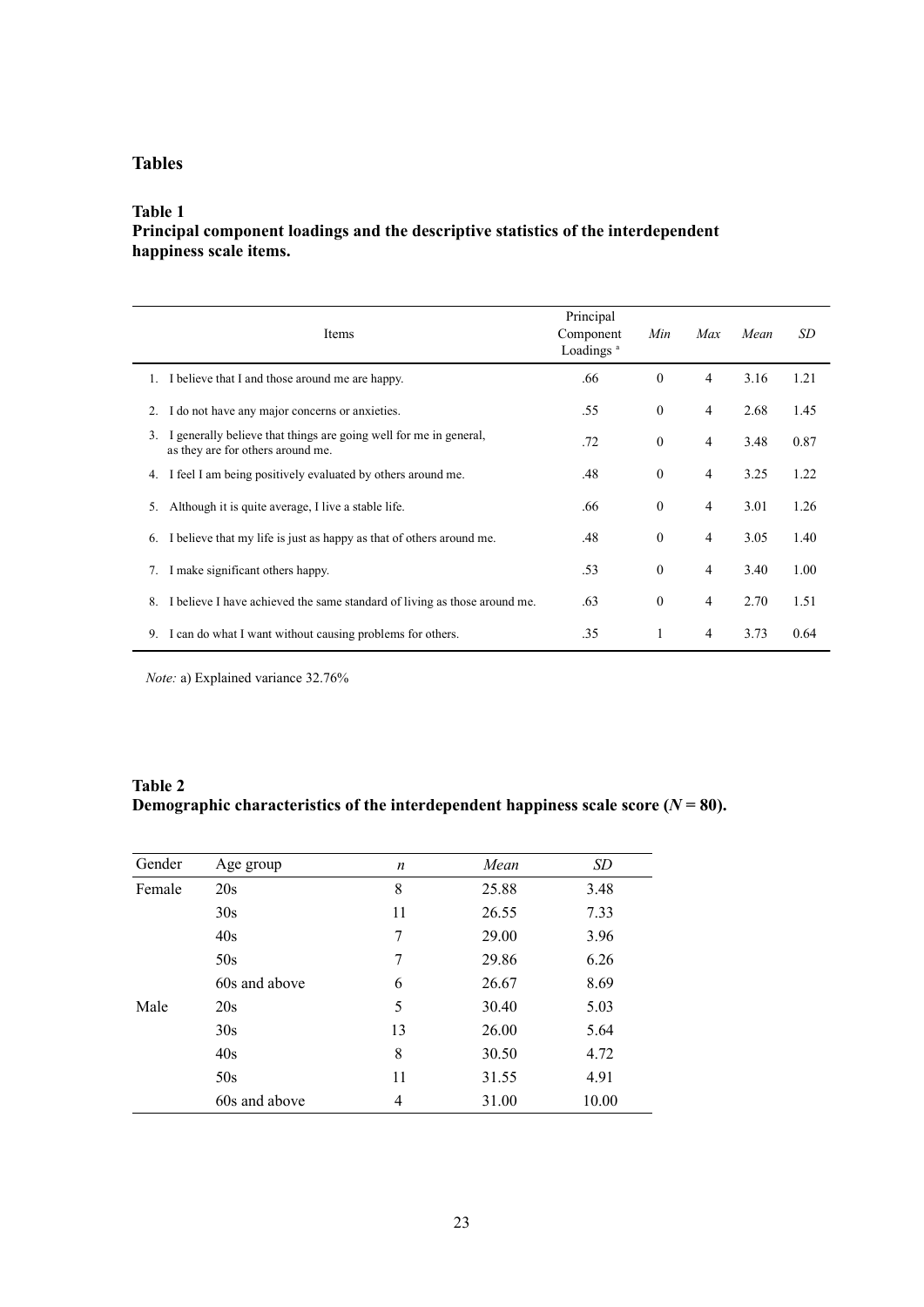## Tables

### Table 1
**Principal component loadings and the descriptive statistics of the interdependent happiness scale items.**

| Items | Principal Component Loadings [a] | *Min* | *Max* | *Mean* | *SD* |
|---|---|---|---|---|---|
| 1. I believe that I and those around me are happy. | .66 | 0 | 4 | 3.16 | 1.21 |
| 2. I do not have any major concerns or anxieties. | .55 | 0 | 4 | 2.68 | 1.45 |
| 3. I generally believe that things are going well for me in general, as they are for others around me. | .72 | 0 | 4 | 3.48 | 0.87 |
| 4. I feel I am being positively evaluated by others around me. | .48 | 0 | 4 | 3.25 | 1.22 |
| 5. Although it is quite average, I live a stable life. | .66 | 0 | 4 | 3.01 | 1.26 |
| 6. I believe that my life is just as happy as that of others around me. | .48 | 0 | 4 | 3.05 | 1.40 |
| 7. I make significant others happy. | .53 | 0 | 4 | 3.40 | 1.00 |
| 8. I believe I have achieved the same standard of living as those around me. | .63 | 0 | 4 | 2.70 | 1.51 |
| 9. I can do what I want without causing problems for others. | .35 | 1 | 4 | 3.73 | 0.64 |

*Note:* a) Explained variance 32.76%

### Table 2
**Demographic characteristics of the interdependent happiness scale score ($N$ = 80).**

| Gender | Age group | *n* | *Mean* | *SD* |
|---|---|---|---|---|
| Female | 20s | 8 | 25.88 | 3.48 |
| | 30s | 11 | 26.55 | 7.33 |
| | 40s | 7 | 29.00 | 3.96 |
| | 50s | 7 | 29.86 | 6.26 |
| | 60s and above | 6 | 26.67 | 8.69 |
| Male | 20s | 5 | 30.40 | 5.03 |
| | 30s | 13 | 26.00 | 5.64 |
| | 40s | 8 | 30.50 | 4.72 |
| | 50s | 11 | 31.55 | 4.91 |
| | 60s and above | 4 | 31.00 | 10.00 |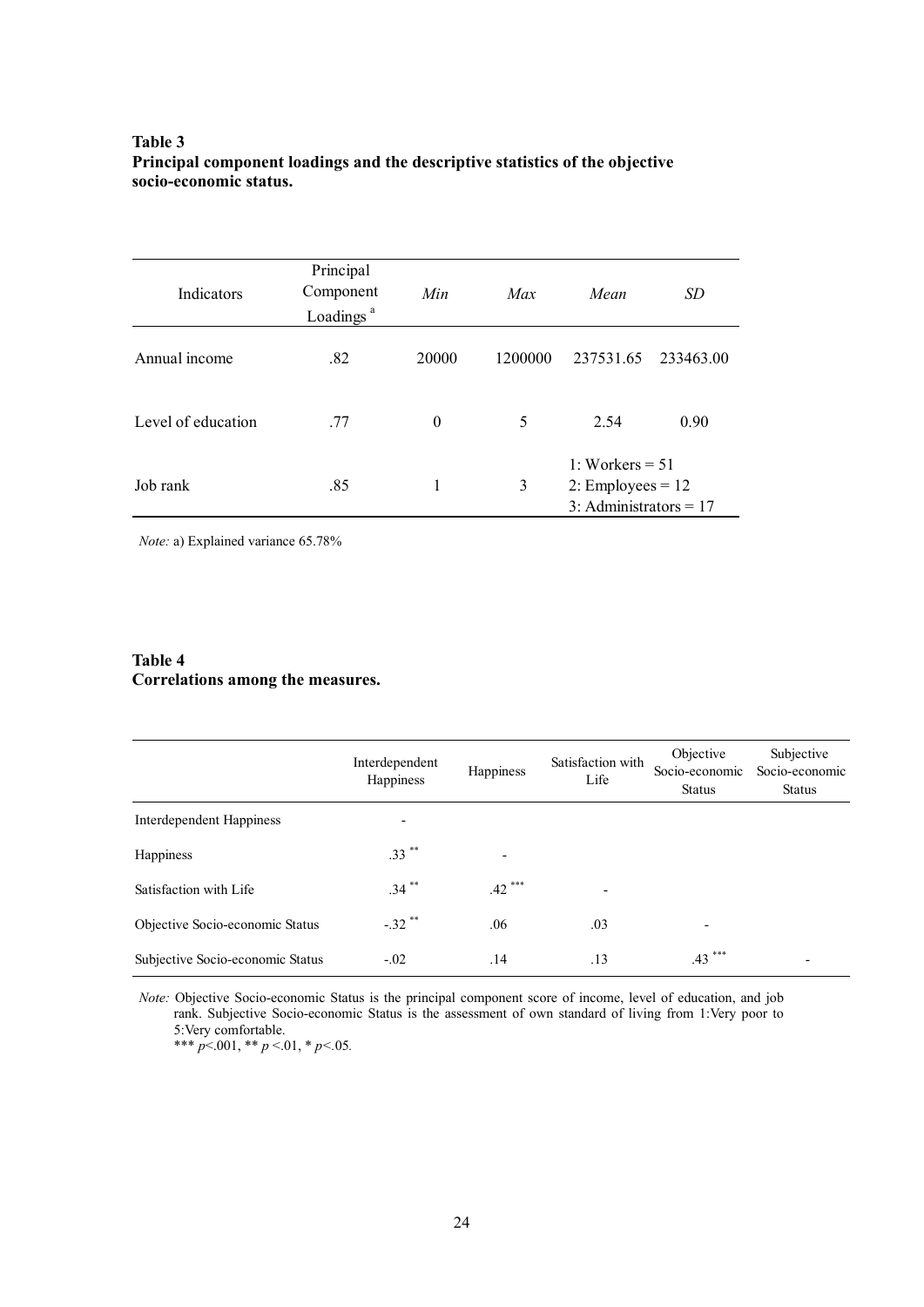**Table 3**
**Principal component loadings and the descriptive statistics of the objective socio-economic status.**

| Indicators | Principal Component Loadings [a] | *Min* | *Max* | *Mean* | *SD* |
|---|---|---|---|---|---|
| Annual income | .82 | 20000 | 1200000 | 237531.65 | 233463.00 |
| Level of education | .77 | 0 | 5 | 2.54 | 0.90 |
| Job rank | .85 | 1 | 3 | 1: Workers = 51<br>2: Employees = 12<br>3: Administrators = 17 | |

*Note:* a) Explained variance 65.78%

**Table 4**
**Correlations among the measures.**

| | Interdependent Happiness | Happiness | Satisfaction with Life | Objective Socio-economic Status | Subjective Socio-economic Status |
|---|---|---|---|---|---|
| Interdependent Happiness | - | | | | |
| Happiness | .33 ** | - | | | |
| Satisfaction with Life | .34 ** | .42 *** | - | | |
| Objective Socio-economic Status | -.32 ** | .06 | .03 | - | |
| Subjective Socio-economic Status | -.02 | .14 | .13 | .43 *** | - |

*Note:* Objective Socio-economic Status is the principal component score of income, level of education, and job rank. Subjective Socio-economic Status is the assessment of own standard of living from 1:Very poor to 5:Very comfortable.
*** $p<.001$, ** $p<.01$, * $p<.05$.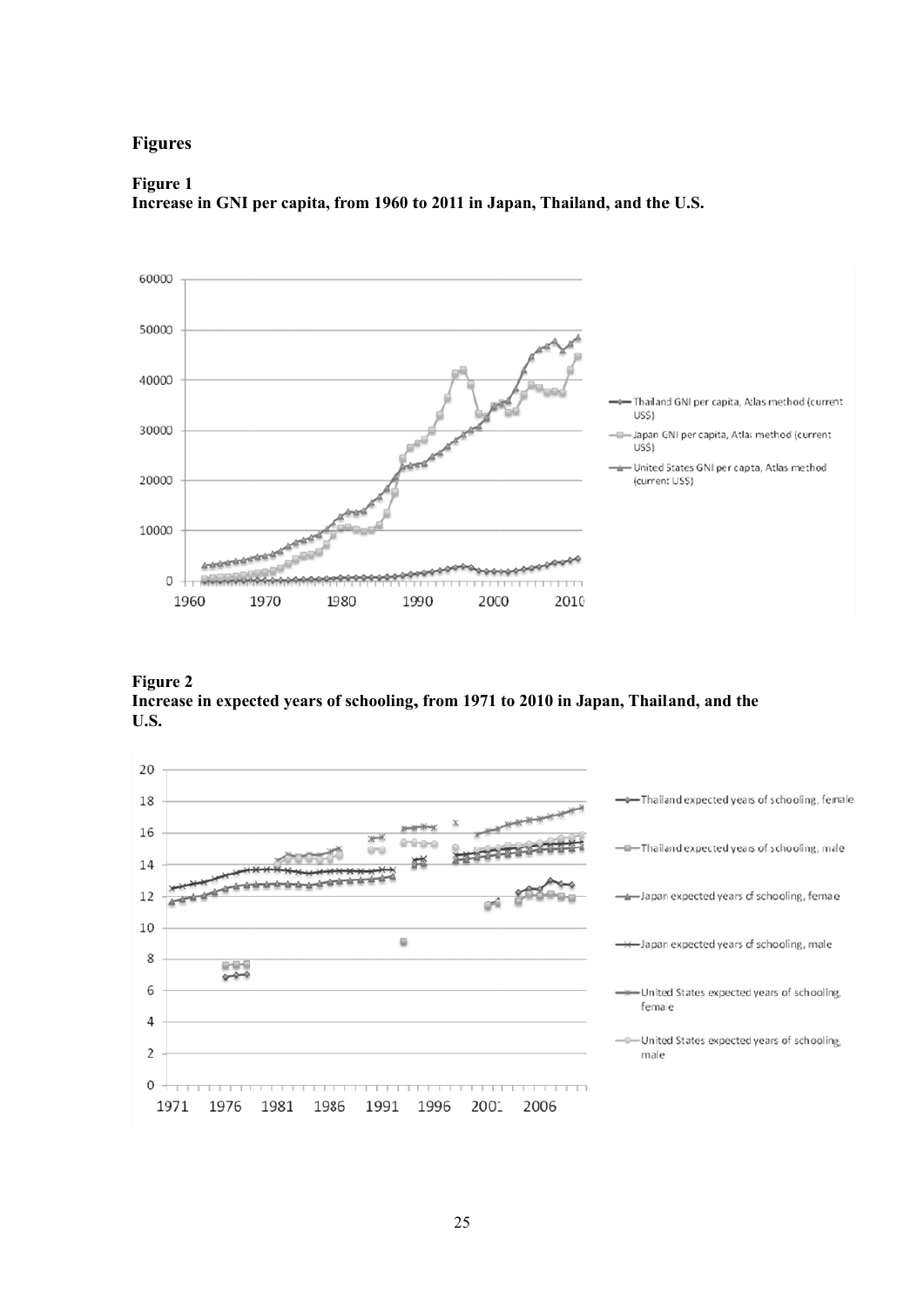## Figures

**Figure 1**
**Increase in GNI per capita, from 1960 to 2011 in Japan, Thailand, and the U.S.**

**Figure 2**
**Increase in expected years of schooling, from 1971 to 2010 in Japan, Thailand, and the U.S.**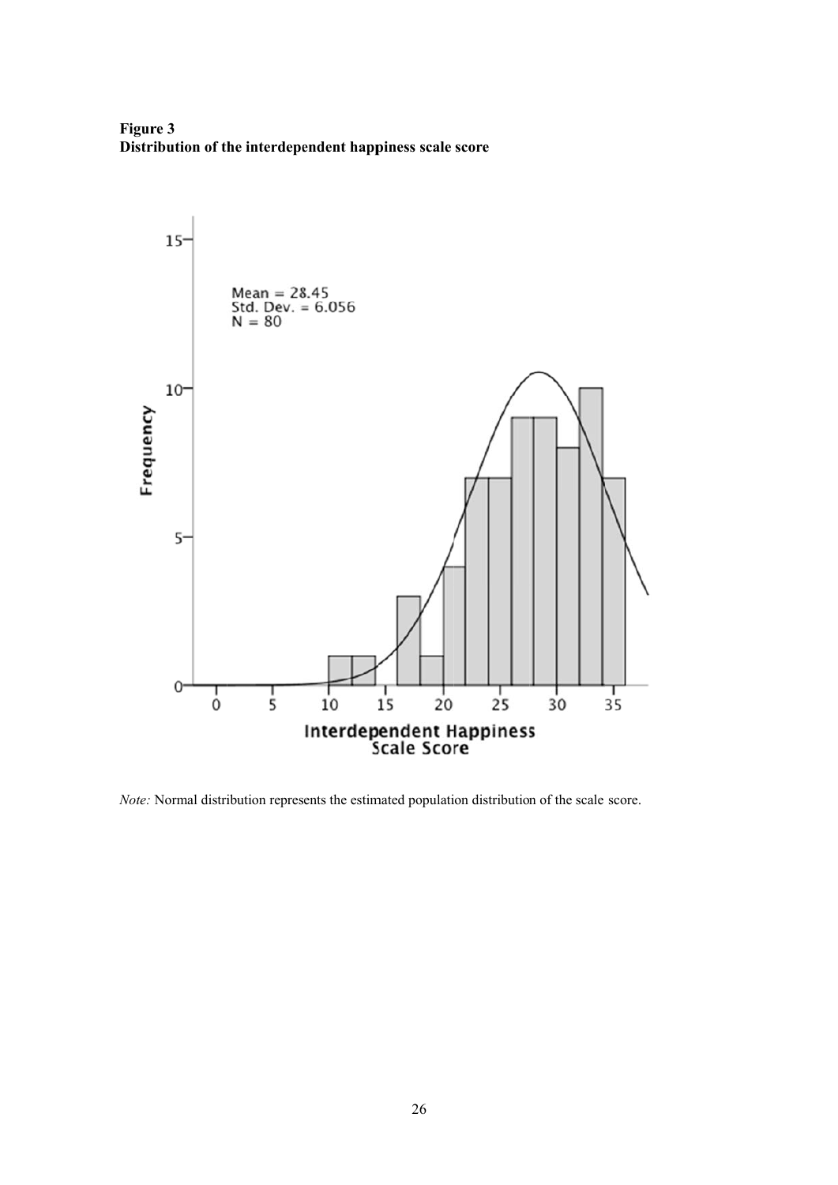**Figure 3**
**Distribution of the interdependent happiness scale score**

*Note:* Normal distribution represents the estimated population distribution of the scale score.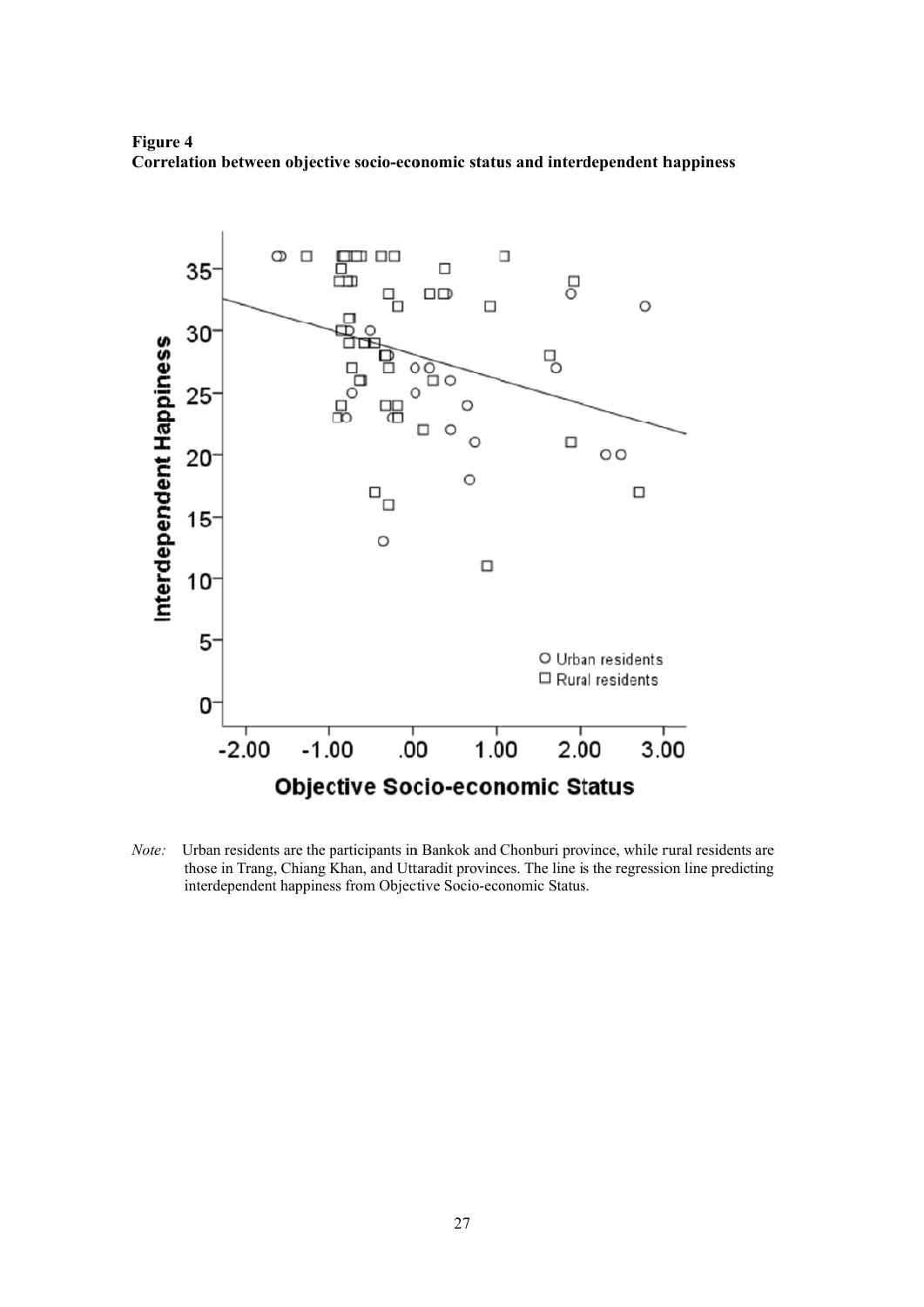**Figure 4**
**Correlation between objective socio-economic status and interdependent happiness**

*Note:* Urban residents are the participants in Bankok and Chonburi province, while rural residents are those in Trang, Chiang Khan, and Uttaradit provinces. The line is the regression line predicting interdependent happiness from Objective Socio-economic Status.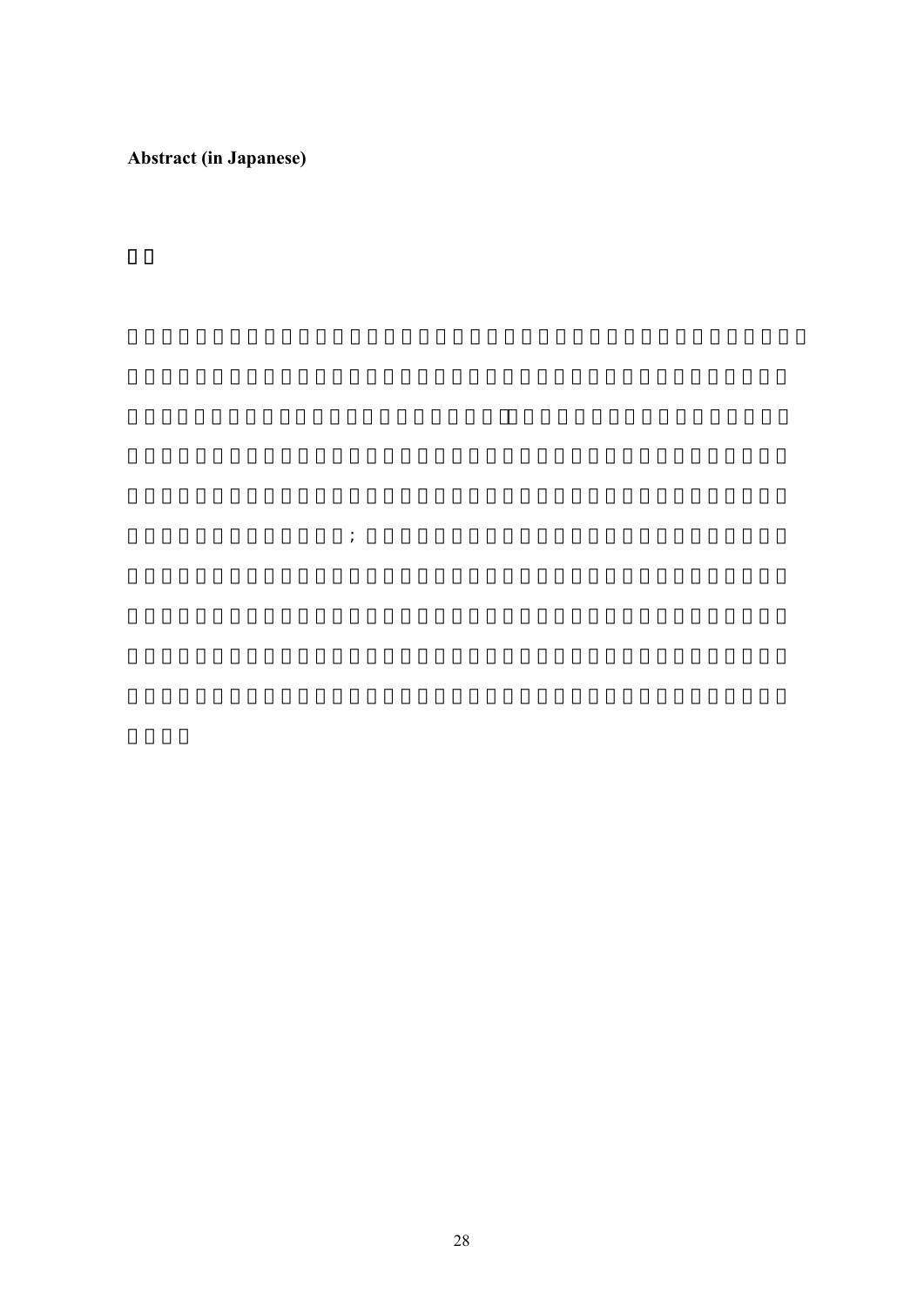**Abstract (in Japanese)**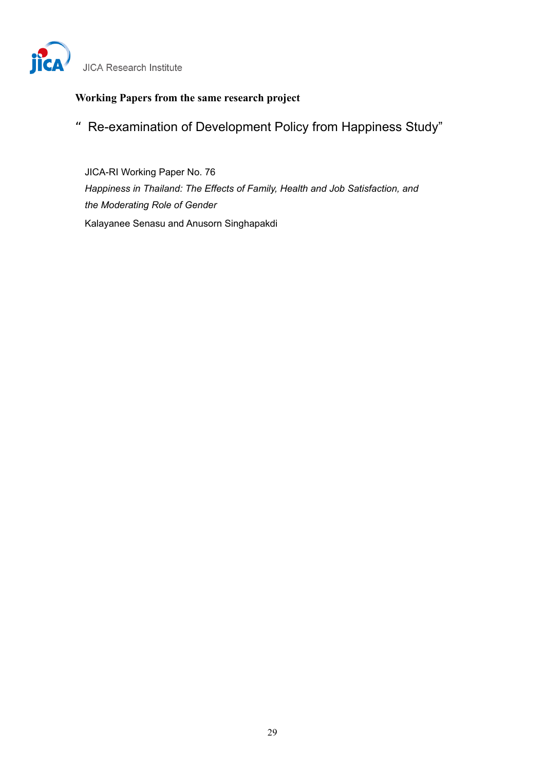**Working Papers from the same research project**

"Re-examination of Development Policy from Happiness Study"

JICA-RI Working Paper No. 76

*Happiness in Thailand: The Effects of Family, Health and Job Satisfaction, and the Moderating Role of Gender*

Kalayanee Senasu and Anusorn Singhapakdi